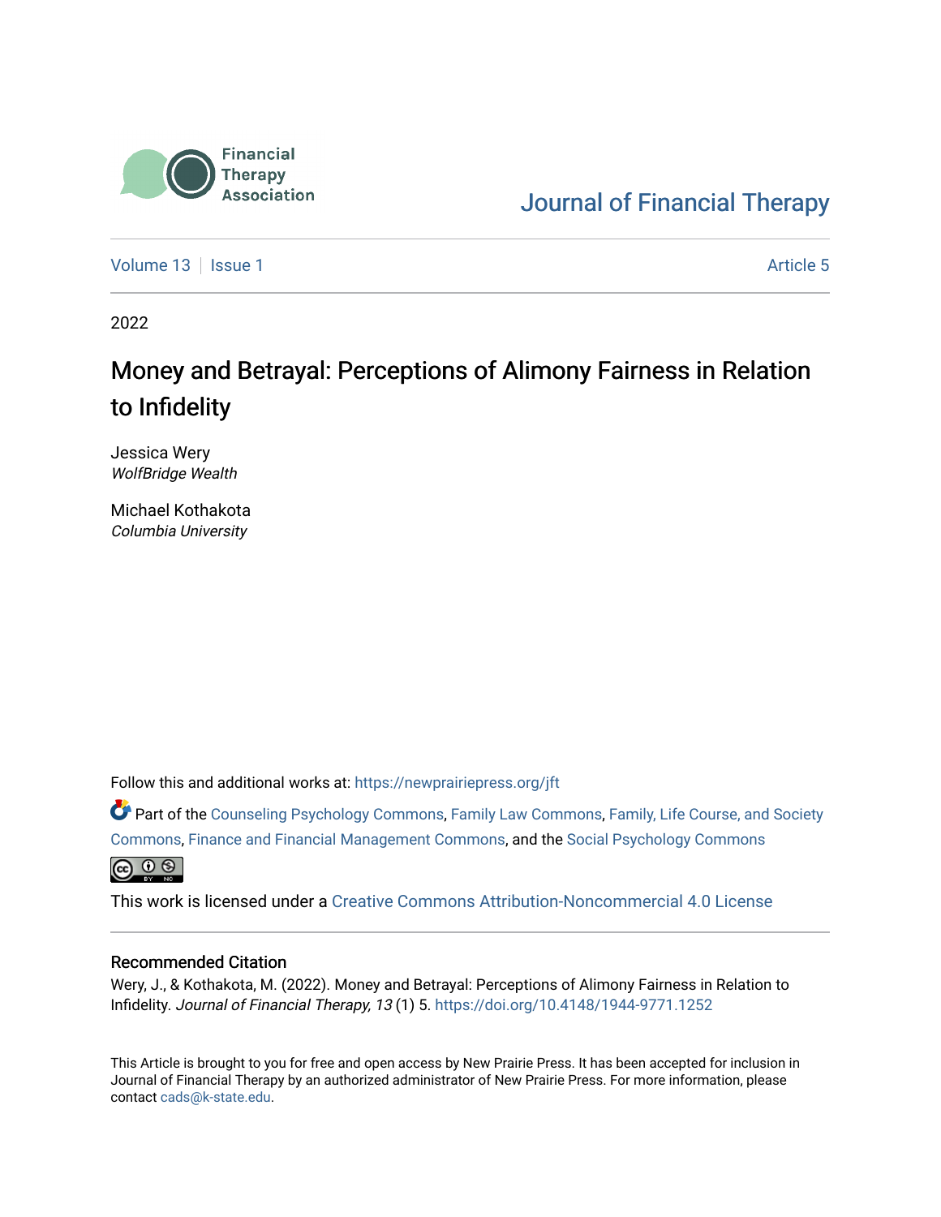Financial Therapy Association

Journal of Financial Therapy

Volume 13 | Issue 1 Article 5

2022

# Money and Betrayal: Perceptions of Alimony Fairness in Relation to Infidelity

Jessica Wery
*WolfBridge Wealth*

Michael Kothakota
*Columbia University*

Follow this and additional works at: https://newprairiepress.org/jft

Part of the Counseling Psychology Commons, Family Law Commons, Family, Life Course, and Society Commons, Finance and Financial Management Commons, and the Social Psychology Commons

This work is licensed under a Creative Commons Attribution-Noncommercial 4.0 License

## Recommended Citation

Wery, J., & Kothakota, M. (2022). Money and Betrayal: Perceptions of Alimony Fairness in Relation to Infidelity. *Journal of Financial Therapy, 13* (1) 5. https://doi.org/10.4148/1944-9771.1252

This Article is brought to you for free and open access by New Prairie Press. It has been accepted for inclusion in Journal of Financial Therapy by an authorized administrator of New Prairie Press. For more information, please contact cads@k-state.edu.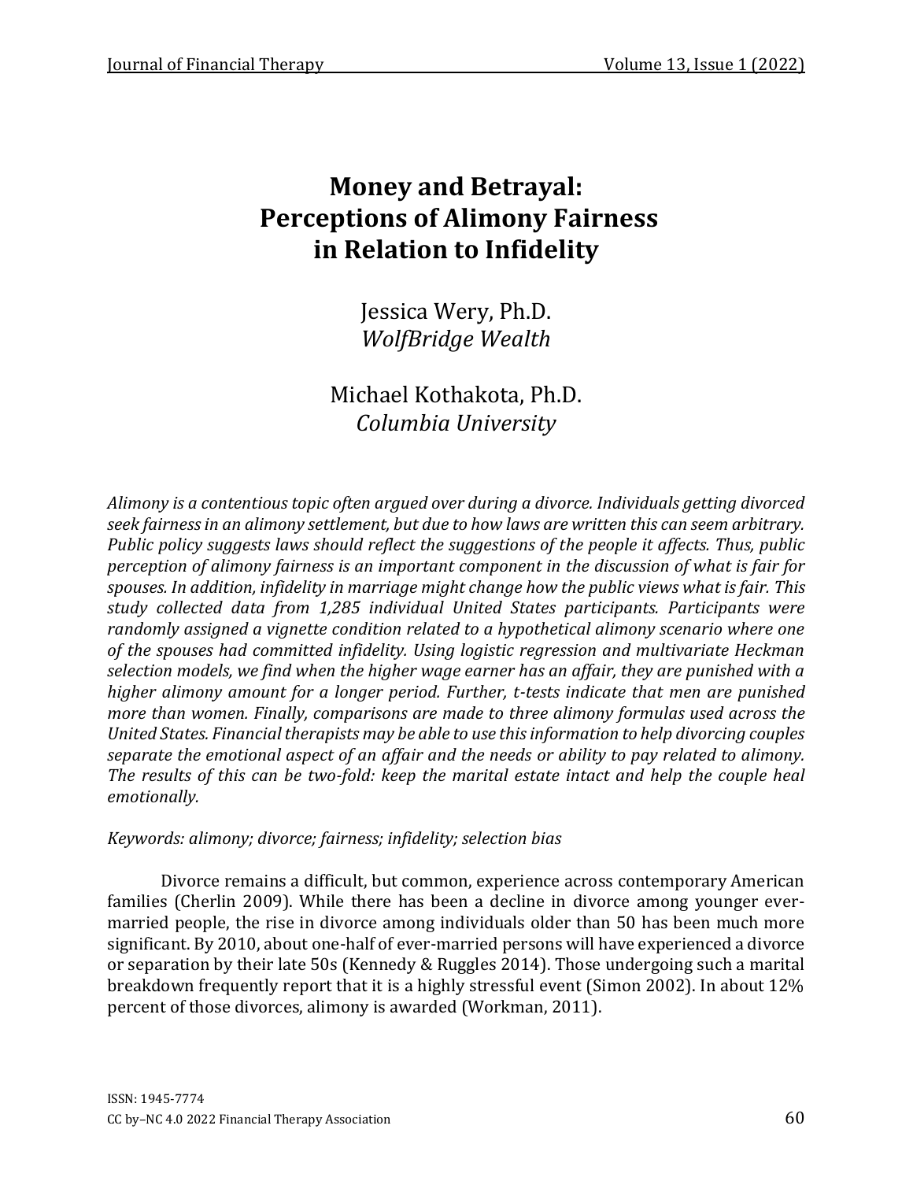# Money and Betrayal: Perceptions of Alimony Fairness in Relation to Infidelity

Jessica Wery, Ph.D.
*WolfBridge Wealth*

Michael Kothakota, Ph.D.
*Columbia University*

*Alimony is a contentious topic often argued over during a divorce. Individuals getting divorced seek fairness in an alimony settlement, but due to how laws are written this can seem arbitrary. Public policy suggests laws should reflect the suggestions of the people it affects. Thus, public perception of alimony fairness is an important component in the discussion of what is fair for spouses. In addition, infidelity in marriage might change how the public views what is fair. This study collected data from 1,285 individual United States participants. Participants were randomly assigned a vignette condition related to a hypothetical alimony scenario where one of the spouses had committed infidelity. Using logistic regression and multivariate Heckman selection models, we find when the higher wage earner has an affair, they are punished with a higher alimony amount for a longer period. Further, t-tests indicate that men are punished more than women. Finally, comparisons are made to three alimony formulas used across the United States. Financial therapists may be able to use this information to help divorcing couples separate the emotional aspect of an affair and the needs or ability to pay related to alimony. The results of this can be two-fold: keep the marital estate intact and help the couple heal emotionally.*

*Keywords: alimony; divorce; fairness; infidelity; selection bias*

Divorce remains a difficult, but common, experience across contemporary American families (Cherlin 2009). While there has been a decline in divorce among younger ever-married people, the rise in divorce among individuals older than 50 has been much more significant. By 2010, about one-half of ever-married persons will have experienced a divorce or separation by their late 50s (Kennedy & Ruggles 2014). Those undergoing such a marital breakdown frequently report that it is a highly stressful event (Simon 2002). In about 12% percent of those divorces, alimony is awarded (Workman, 2011).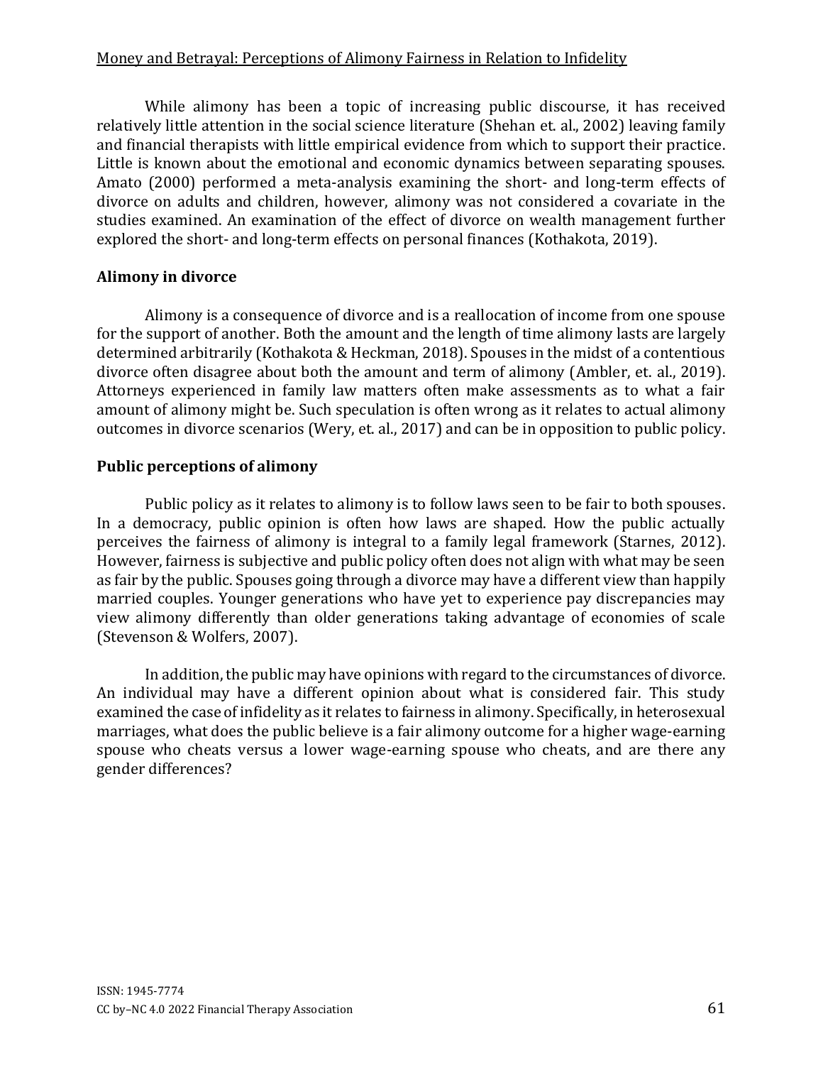While alimony has been a topic of increasing public discourse, it has received relatively little attention in the social science literature (Shehan et. al., 2002) leaving family and financial therapists with little empirical evidence from which to support their practice. Little is known about the emotional and economic dynamics between separating spouses. Amato (2000) performed a meta-analysis examining the short- and long-term effects of divorce on adults and children, however, alimony was not considered a covariate in the studies examined. An examination of the effect of divorce on wealth management further explored the short- and long-term effects on personal finances (Kothakota, 2019).

## Alimony in divorce

Alimony is a consequence of divorce and is a reallocation of income from one spouse for the support of another. Both the amount and the length of time alimony lasts are largely determined arbitrarily (Kothakota & Heckman, 2018). Spouses in the midst of a contentious divorce often disagree about both the amount and term of alimony (Ambler, et. al., 2019). Attorneys experienced in family law matters often make assessments as to what a fair amount of alimony might be. Such speculation is often wrong as it relates to actual alimony outcomes in divorce scenarios (Wery, et. al., 2017) and can be in opposition to public policy.

## Public perceptions of alimony

Public policy as it relates to alimony is to follow laws seen to be fair to both spouses. In a democracy, public opinion is often how laws are shaped. How the public actually perceives the fairness of alimony is integral to a family legal framework (Starnes, 2012). However, fairness is subjective and public policy often does not align with what may be seen as fair by the public. Spouses going through a divorce may have a different view than happily married couples. Younger generations who have yet to experience pay discrepancies may view alimony differently than older generations taking advantage of economies of scale (Stevenson & Wolfers, 2007).

In addition, the public may have opinions with regard to the circumstances of divorce. An individual may have a different opinion about what is considered fair. This study examined the case of infidelity as it relates to fairness in alimony. Specifically, in heterosexual marriages, what does the public believe is a fair alimony outcome for a higher wage-earning spouse who cheats versus a lower wage-earning spouse who cheats, and are there any gender differences?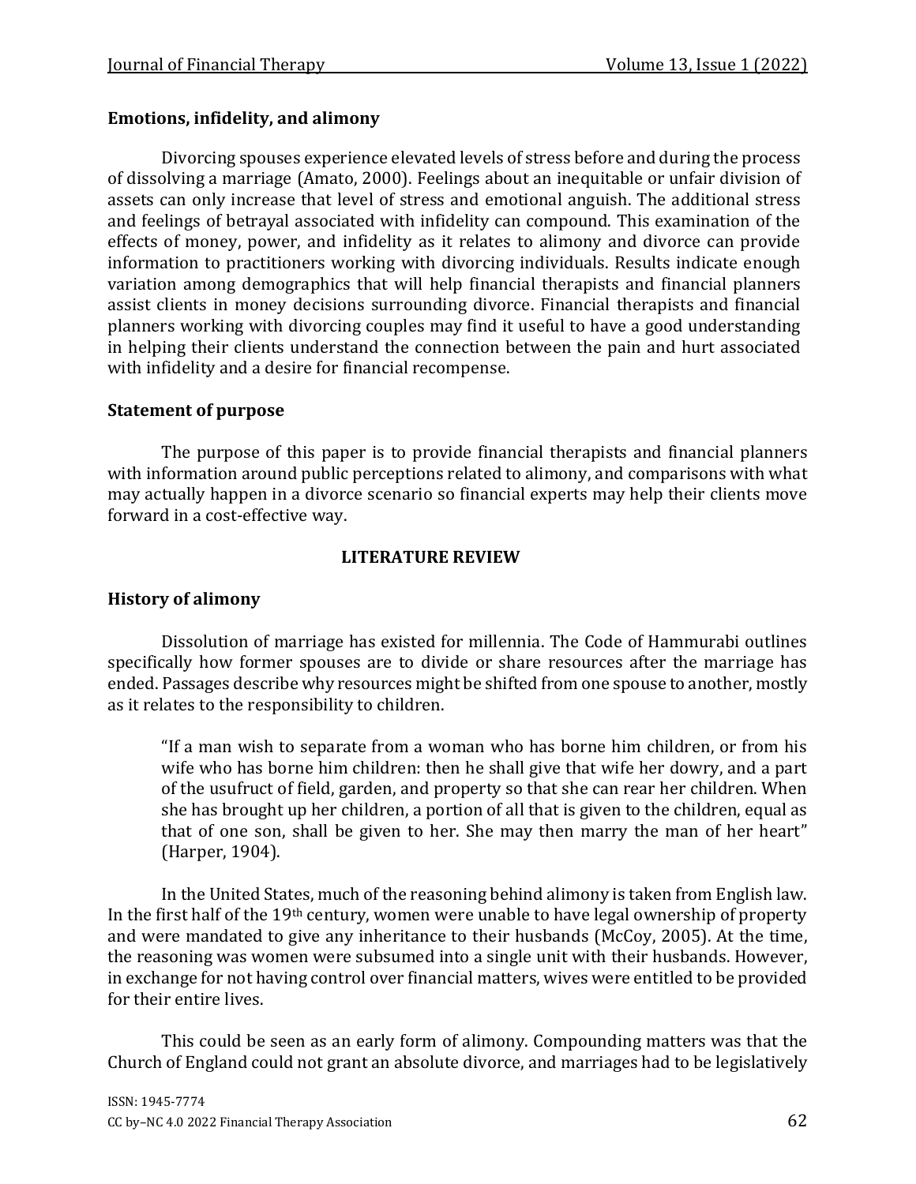### Emotions, infidelity, and alimony

Divorcing spouses experience elevated levels of stress before and during the process of dissolving a marriage (Amato, 2000). Feelings about an inequitable or unfair division of assets can only increase that level of stress and emotional anguish. The additional stress and feelings of betrayal associated with infidelity can compound. This examination of the effects of money, power, and infidelity as it relates to alimony and divorce can provide information to practitioners working with divorcing individuals. Results indicate enough variation among demographics that will help financial therapists and financial planners assist clients in money decisions surrounding divorce. Financial therapists and financial planners working with divorcing couples may find it useful to have a good understanding in helping their clients understand the connection between the pain and hurt associated with infidelity and a desire for financial recompense.

### Statement of purpose

The purpose of this paper is to provide financial therapists and financial planners with information around public perceptions related to alimony, and comparisons with what may actually happen in a divorce scenario so financial experts may help their clients move forward in a cost-effective way.

## LITERATURE REVIEW

### History of alimony

Dissolution of marriage has existed for millennia. The Code of Hammurabi outlines specifically how former spouses are to divide or share resources after the marriage has ended. Passages describe why resources might be shifted from one spouse to another, mostly as it relates to the responsibility to children.

> "If a man wish to separate from a woman who has borne him children, or from his wife who has borne him children: then he shall give that wife her dowry, and a part of the usufruct of field, garden, and property so that she can rear her children. When she has brought up her children, a portion of all that is given to the children, equal as that of one son, shall be given to her. She may then marry the man of her heart" (Harper, 1904).

In the United States, much of the reasoning behind alimony is taken from English law. In the first half of the 19th century, women were unable to have legal ownership of property and were mandated to give any inheritance to their husbands (McCoy, 2005). At the time, the reasoning was women were subsumed into a single unit with their husbands. However, in exchange for not having control over financial matters, wives were entitled to be provided for their entire lives.

This could be seen as an early form of alimony. Compounding matters was that the Church of England could not grant an absolute divorce, and marriages had to be legislatively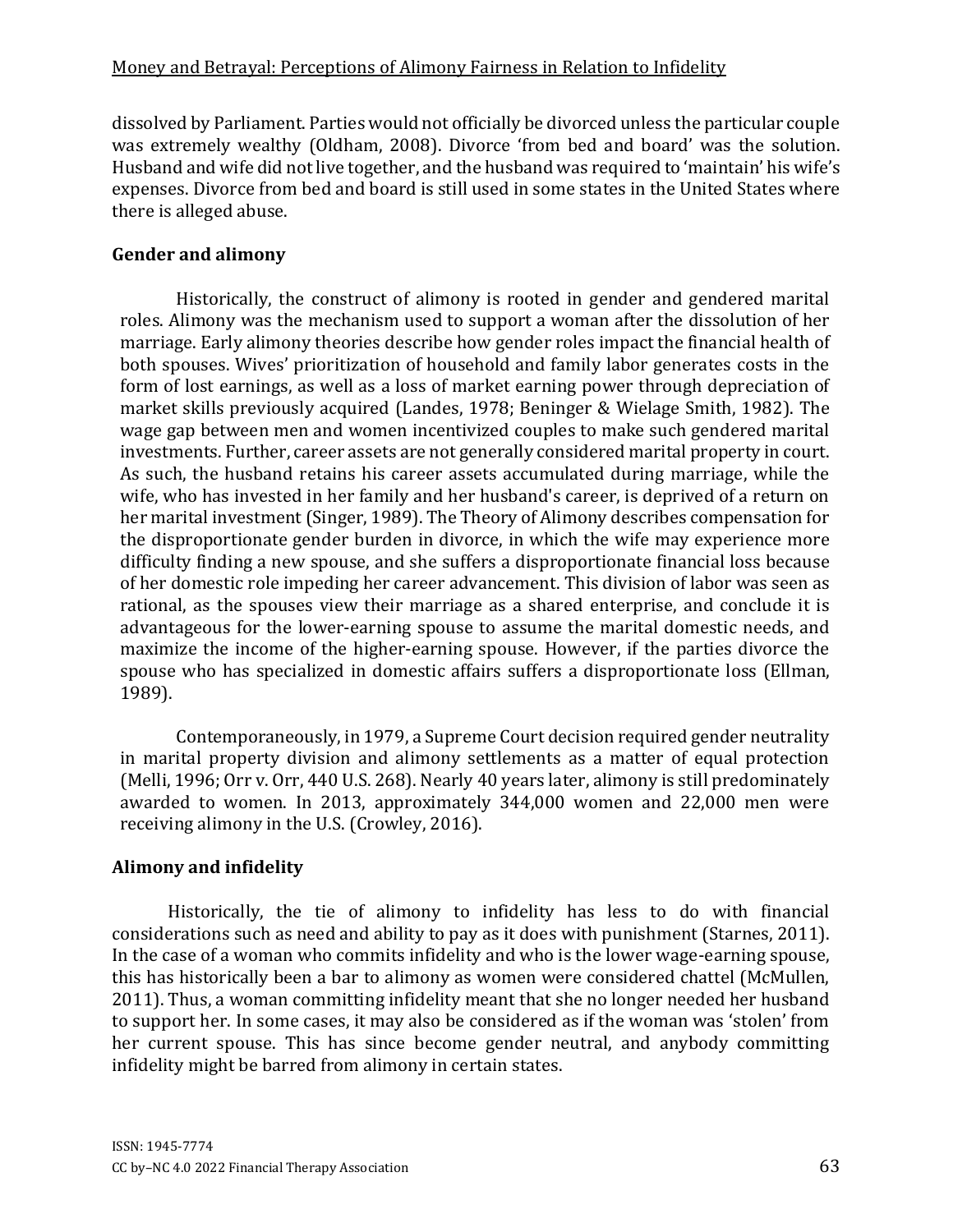dissolved by Parliament. Parties would not officially be divorced unless the particular couple was extremely wealthy (Oldham, 2008). Divorce 'from bed and board' was the solution. Husband and wife did not live together, and the husband was required to 'maintain' his wife's expenses. Divorce from bed and board is still used in some states in the United States where there is alleged abuse.

## Gender and alimony

Historically, the construct of alimony is rooted in gender and gendered marital roles. Alimony was the mechanism used to support a woman after the dissolution of her marriage. Early alimony theories describe how gender roles impact the financial health of both spouses. Wives' prioritization of household and family labor generates costs in the form of lost earnings, as well as a loss of market earning power through depreciation of market skills previously acquired (Landes, 1978; Beninger & Wielage Smith, 1982). The wage gap between men and women incentivized couples to make such gendered marital investments. Further, career assets are not generally considered marital property in court. As such, the husband retains his career assets accumulated during marriage, while the wife, who has invested in her family and her husband's career, is deprived of a return on her marital investment (Singer, 1989). The Theory of Alimony describes compensation for the disproportionate gender burden in divorce, in which the wife may experience more difficulty finding a new spouse, and she suffers a disproportionate financial loss because of her domestic role impeding her career advancement. This division of labor was seen as rational, as the spouses view their marriage as a shared enterprise, and conclude it is advantageous for the lower-earning spouse to assume the marital domestic needs, and maximize the income of the higher-earning spouse. However, if the parties divorce the spouse who has specialized in domestic affairs suffers a disproportionate loss (Ellman, 1989).

Contemporaneously, in 1979, a Supreme Court decision required gender neutrality in marital property division and alimony settlements as a matter of equal protection (Melli, 1996; Orr v. Orr, 440 U.S. 268). Nearly 40 years later, alimony is still predominately awarded to women. In 2013, approximately 344,000 women and 22,000 men were receiving alimony in the U.S. (Crowley, 2016).

## Alimony and infidelity

Historically, the tie of alimony to infidelity has less to do with financial considerations such as need and ability to pay as it does with punishment (Starnes, 2011). In the case of a woman who commits infidelity and who is the lower wage-earning spouse, this has historically been a bar to alimony as women were considered chattel (McMullen, 2011). Thus, a woman committing infidelity meant that she no longer needed her husband to support her. In some cases, it may also be considered as if the woman was 'stolen' from her current spouse. This has since become gender neutral, and anybody committing infidelity might be barred from alimony in certain states.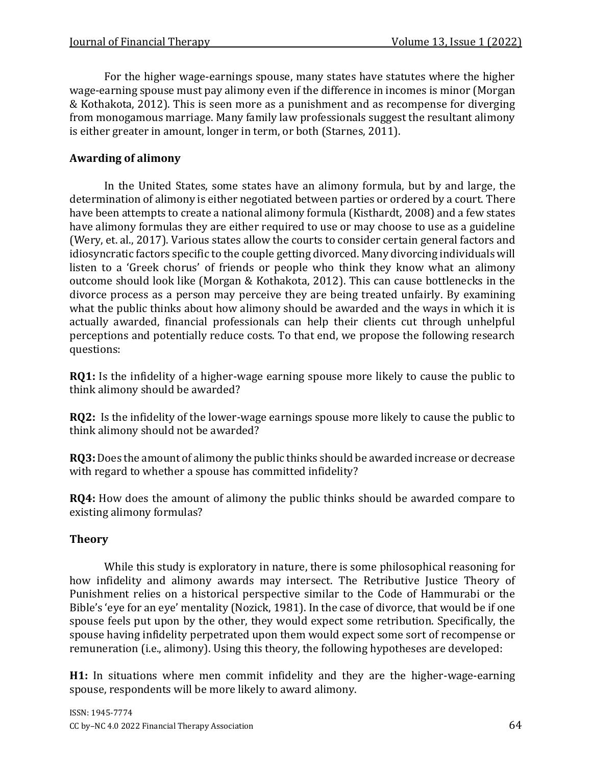For the higher wage-earnings spouse, many states have statutes where the higher wage-earning spouse must pay alimony even if the difference in incomes is minor (Morgan & Kothakota, 2012). This is seen more as a punishment and as recompense for diverging from monogamous marriage. Many family law professionals suggest the resultant alimony is either greater in amount, longer in term, or both (Starnes, 2011).

## Awarding of alimony

In the United States, some states have an alimony formula, but by and large, the determination of alimony is either negotiated between parties or ordered by a court. There have been attempts to create a national alimony formula (Kisthardt, 2008) and a few states have alimony formulas they are either required to use or may choose to use as a guideline (Wery, et. al., 2017). Various states allow the courts to consider certain general factors and idiosyncratic factors specific to the couple getting divorced. Many divorcing individuals will listen to a 'Greek chorus' of friends or people who think they know what an alimony outcome should look like (Morgan & Kothakota, 2012). This can cause bottlenecks in the divorce process as a person may perceive they are being treated unfairly. By examining what the public thinks about how alimony should be awarded and the ways in which it is actually awarded, financial professionals can help their clients cut through unhelpful perceptions and potentially reduce costs. To that end, we propose the following research questions:

**RQ1:** Is the infidelity of a higher-wage earning spouse more likely to cause the public to think alimony should be awarded?

**RQ2:** Is the infidelity of the lower-wage earnings spouse more likely to cause the public to think alimony should not be awarded?

**RQ3:** Does the amount of alimony the public thinks should be awarded increase or decrease with regard to whether a spouse has committed infidelity?

**RQ4:** How does the amount of alimony the public thinks should be awarded compare to existing alimony formulas?

## Theory

While this study is exploratory in nature, there is some philosophical reasoning for how infidelity and alimony awards may intersect. The Retributive Justice Theory of Punishment relies on a historical perspective similar to the Code of Hammurabi or the Bible's 'eye for an eye' mentality (Nozick, 1981). In the case of divorce, that would be if one spouse feels put upon by the other, they would expect some retribution. Specifically, the spouse having infidelity perpetrated upon them would expect some sort of recompense or remuneration (i.e., alimony). Using this theory, the following hypotheses are developed:

**H1:** In situations where men commit infidelity and they are the higher-wage-earning spouse, respondents will be more likely to award alimony.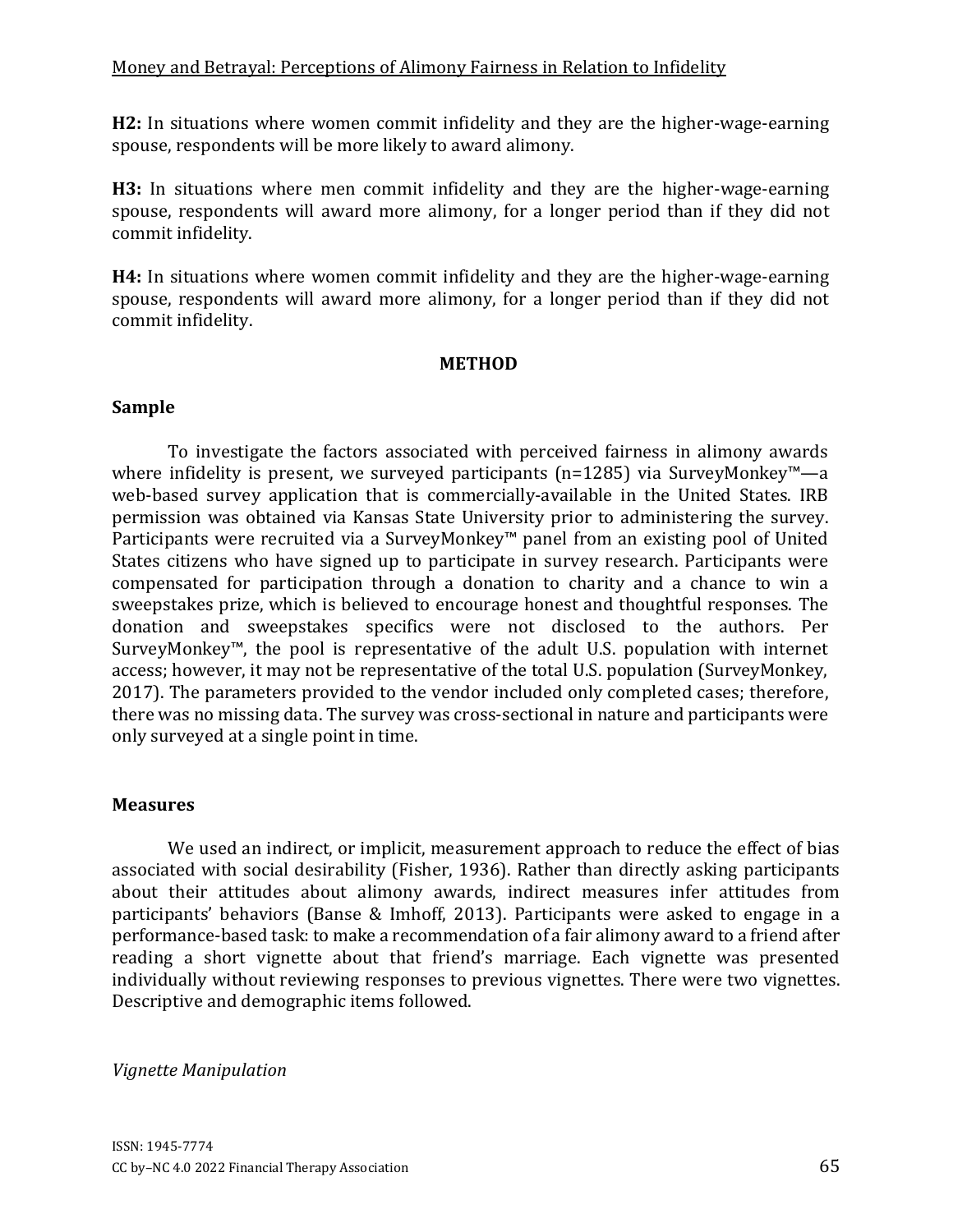**H2:** In situations where women commit infidelity and they are the higher-wage-earning spouse, respondents will be more likely to award alimony.

**H3:** In situations where men commit infidelity and they are the higher-wage-earning spouse, respondents will award more alimony, for a longer period than if they did not commit infidelity.

**H4:** In situations where women commit infidelity and they are the higher-wage-earning spouse, respondents will award more alimony, for a longer period than if they did not commit infidelity.

## METHOD

### Sample

To investigate the factors associated with perceived fairness in alimony awards where infidelity is present, we surveyed participants (n=1285) via SurveyMonkey™—a web-based survey application that is commercially-available in the United States. IRB permission was obtained via Kansas State University prior to administering the survey. Participants were recruited via a SurveyMonkey™ panel from an existing pool of United States citizens who have signed up to participate in survey research. Participants were compensated for participation through a donation to charity and a chance to win a sweepstakes prize, which is believed to encourage honest and thoughtful responses. The donation and sweepstakes specifics were not disclosed to the authors. Per SurveyMonkey™, the pool is representative of the adult U.S. population with internet access; however, it may not be representative of the total U.S. population (SurveyMonkey, 2017). The parameters provided to the vendor included only completed cases; therefore, there was no missing data. The survey was cross-sectional in nature and participants were only surveyed at a single point in time.

### Measures

We used an indirect, or implicit, measurement approach to reduce the effect of bias associated with social desirability (Fisher, 1936). Rather than directly asking participants about their attitudes about alimony awards, indirect measures infer attitudes from participants' behaviors (Banse & Imhoff, 2013). Participants were asked to engage in a performance-based task: to make a recommendation of a fair alimony award to a friend after reading a short vignette about that friend's marriage. Each vignette was presented individually without reviewing responses to previous vignettes. There were two vignettes. Descriptive and demographic items followed.

*Vignette Manipulation*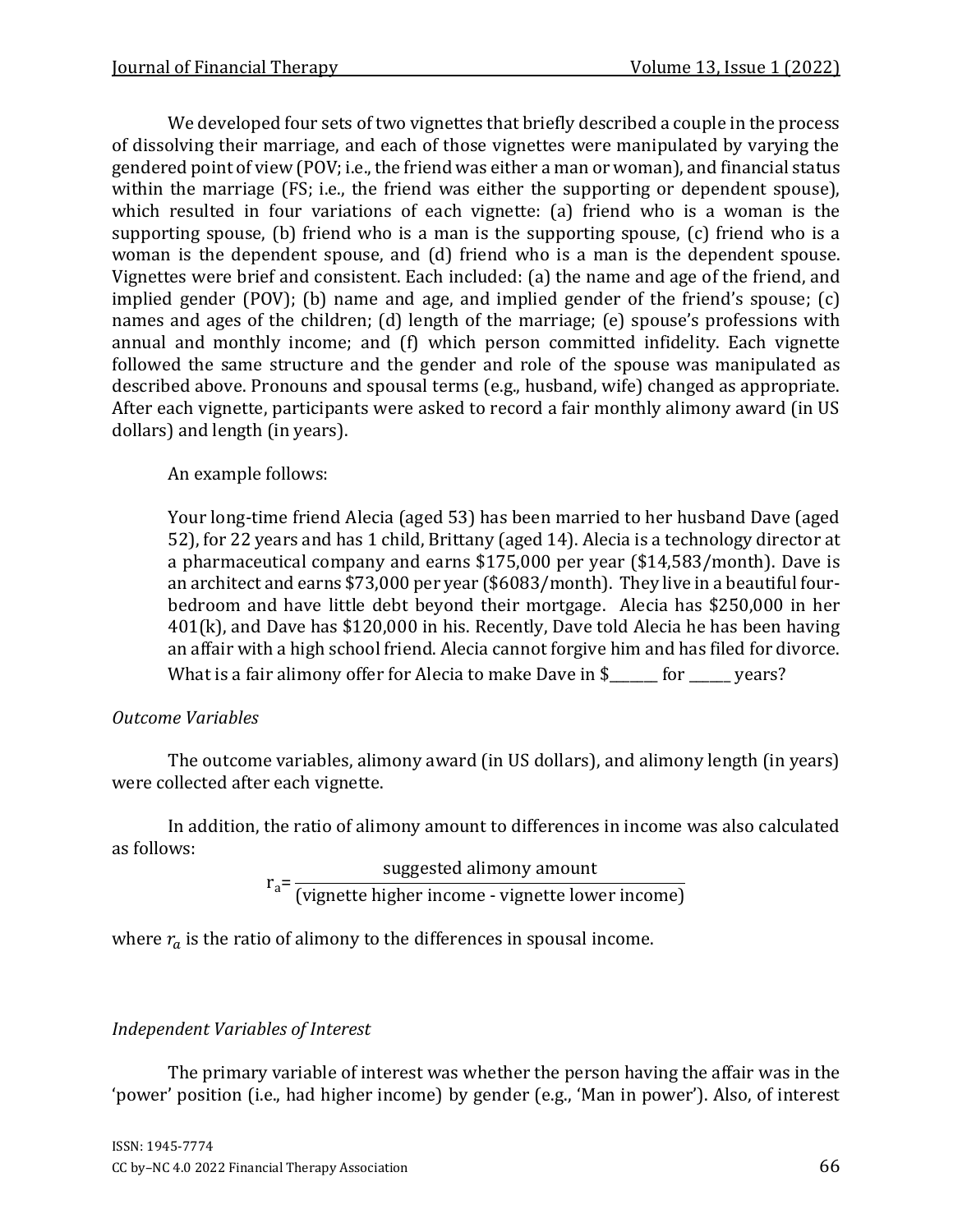We developed four sets of two vignettes that briefly described a couple in the process of dissolving their marriage, and each of those vignettes were manipulated by varying the gendered point of view (POV; i.e., the friend was either a man or woman), and financial status within the marriage (FS; i.e., the friend was either the supporting or dependent spouse), which resulted in four variations of each vignette: (a) friend who is a woman is the supporting spouse, (b) friend who is a man is the supporting spouse, (c) friend who is a woman is the dependent spouse, and (d) friend who is a man is the dependent spouse. Vignettes were brief and consistent. Each included: (a) the name and age of the friend, and implied gender (POV); (b) name and age, and implied gender of the friend's spouse; (c) names and ages of the children; (d) length of the marriage; (e) spouse's professions with annual and monthly income; and (f) which person committed infidelity. Each vignette followed the same structure and the gender and role of the spouse was manipulated as described above. Pronouns and spousal terms (e.g., husband, wife) changed as appropriate. After each vignette, participants were asked to record a fair monthly alimony award (in US dollars) and length (in years).

An example follows:

> Your long-time friend Alecia (aged 53) has been married to her husband Dave (aged 52), for 22 years and has 1 child, Brittany (aged 14). Alecia is a technology director at a pharmaceutical company and earns $175,000 per year ($14,583/month). Dave is an architect and earns $73,000 per year ($6083/month). They live in a beautiful four-bedroom and have little debt beyond their mortgage. Alecia has $250,000 in her 401(k), and Dave has $120,000 in his. Recently, Dave told Alecia he has been having an affair with a high school friend. Alecia cannot forgive him and has filed for divorce. What is a fair alimony offer for Alecia to make Dave in $_______ for ______ years?

*Outcome Variables*

The outcome variables, alimony award (in US dollars), and alimony length (in years) were collected after each vignette.

In addition, the ratio of alimony amount to differences in income was also calculated as follows:

$$r_a = \frac{\text{suggested alimony amount}}{(\text{vignette higher income - vignette lower income})}$$

where $r_a$ is the ratio of alimony to the differences in spousal income.

*Independent Variables of Interest*

The primary variable of interest was whether the person having the affair was in the 'power' position (i.e., had higher income) by gender (e.g., 'Man in power'). Also, of interest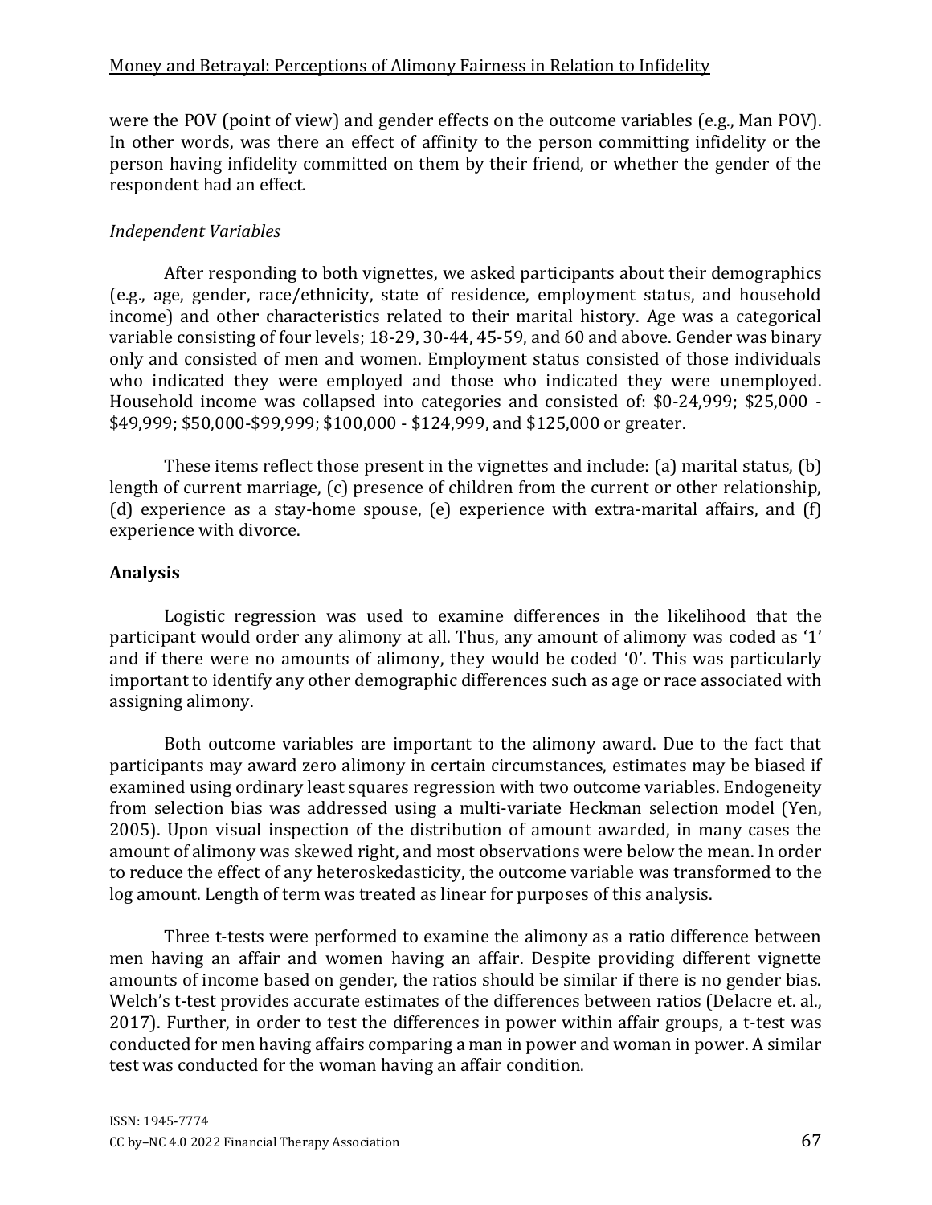were the POV (point of view) and gender effects on the outcome variables (e.g., Man POV). In other words, was there an effect of affinity to the person committing infidelity or the person having infidelity committed on them by their friend, or whether the gender of the respondent had an effect.

*Independent Variables*

After responding to both vignettes, we asked participants about their demographics (e.g., age, gender, race/ethnicity, state of residence, employment status, and household income) and other characteristics related to their marital history. Age was a categorical variable consisting of four levels; 18-29, 30-44, 45-59, and 60 and above. Gender was binary only and consisted of men and women. Employment status consisted of those individuals who indicated they were employed and those who indicated they were unemployed. Household income was collapsed into categories and consisted of: $0-24,999; $25,000 - $49,999; $50,000-$99,999; $100,000 - $124,999, and $125,000 or greater.

These items reflect those present in the vignettes and include: (a) marital status, (b) length of current marriage, (c) presence of children from the current or other relationship, (d) experience as a stay-home spouse, (e) experience with extra-marital affairs, and (f) experience with divorce.

## Analysis

Logistic regression was used to examine differences in the likelihood that the participant would order any alimony at all. Thus, any amount of alimony was coded as '1' and if there were no amounts of alimony, they would be coded '0'. This was particularly important to identify any other demographic differences such as age or race associated with assigning alimony.

Both outcome variables are important to the alimony award. Due to the fact that participants may award zero alimony in certain circumstances, estimates may be biased if examined using ordinary least squares regression with two outcome variables. Endogeneity from selection bias was addressed using a multi-variate Heckman selection model (Yen, 2005). Upon visual inspection of the distribution of amount awarded, in many cases the amount of alimony was skewed right, and most observations were below the mean. In order to reduce the effect of any heteroskedasticity, the outcome variable was transformed to the log amount. Length of term was treated as linear for purposes of this analysis.

Three t-tests were performed to examine the alimony as a ratio difference between men having an affair and women having an affair. Despite providing different vignette amounts of income based on gender, the ratios should be similar if there is no gender bias. Welch's t-test provides accurate estimates of the differences between ratios (Delacre et. al., 2017). Further, in order to test the differences in power within affair groups, a t-test was conducted for men having affairs comparing a man in power and woman in power. A similar test was conducted for the woman having an affair condition.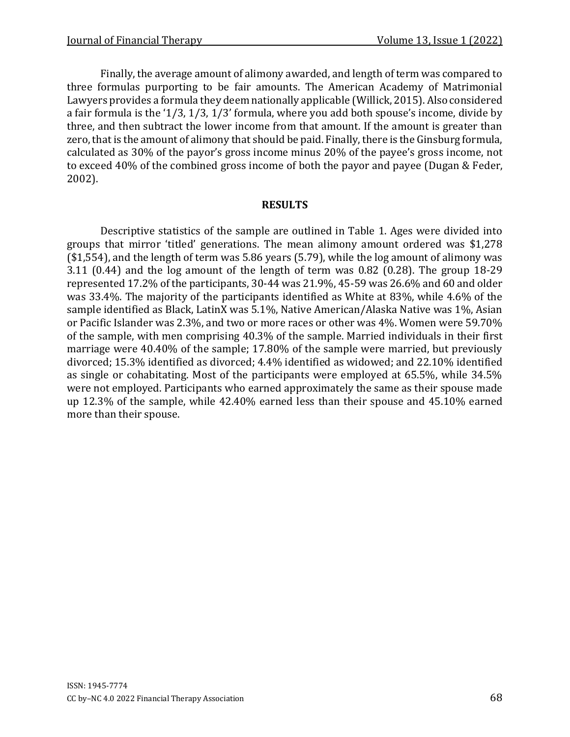Finally, the average amount of alimony awarded, and length of term was compared to three formulas purporting to be fair amounts. The American Academy of Matrimonial Lawyers provides a formula they deem nationally applicable (Willick, 2015). Also considered a fair formula is the '1/3, 1/3, 1/3' formula, where you add both spouse's income, divide by three, and then subtract the lower income from that amount. If the amount is greater than zero, that is the amount of alimony that should be paid. Finally, there is the Ginsburg formula, calculated as 30% of the payor's gross income minus 20% of the payee's gross income, not to exceed 40% of the combined gross income of both the payor and payee (Dugan & Feder, 2002).

## RESULTS

Descriptive statistics of the sample are outlined in Table 1. Ages were divided into groups that mirror 'titled' generations. The mean alimony amount ordered was $1,278 ($1,554), and the length of term was 5.86 years (5.79), while the log amount of alimony was 3.11 (0.44) and the log amount of the length of term was 0.82 (0.28). The group 18-29 represented 17.2% of the participants, 30-44 was 21.9%, 45-59 was 26.6% and 60 and older was 33.4%. The majority of the participants identified as White at 83%, while 4.6% of the sample identified as Black, LatinX was 5.1%, Native American/Alaska Native was 1%, Asian or Pacific Islander was 2.3%, and two or more races or other was 4%. Women were 59.70% of the sample, with men comprising 40.3% of the sample. Married individuals in their first marriage were 40.40% of the sample; 17.80% of the sample were married, but previously divorced; 15.3% identified as divorced; 4.4% identified as widowed; and 22.10% identified as single or cohabitating. Most of the participants were employed at 65.5%, while 34.5% were not employed. Participants who earned approximately the same as their spouse made up 12.3% of the sample, while 42.40% earned less than their spouse and 45.10% earned more than their spouse.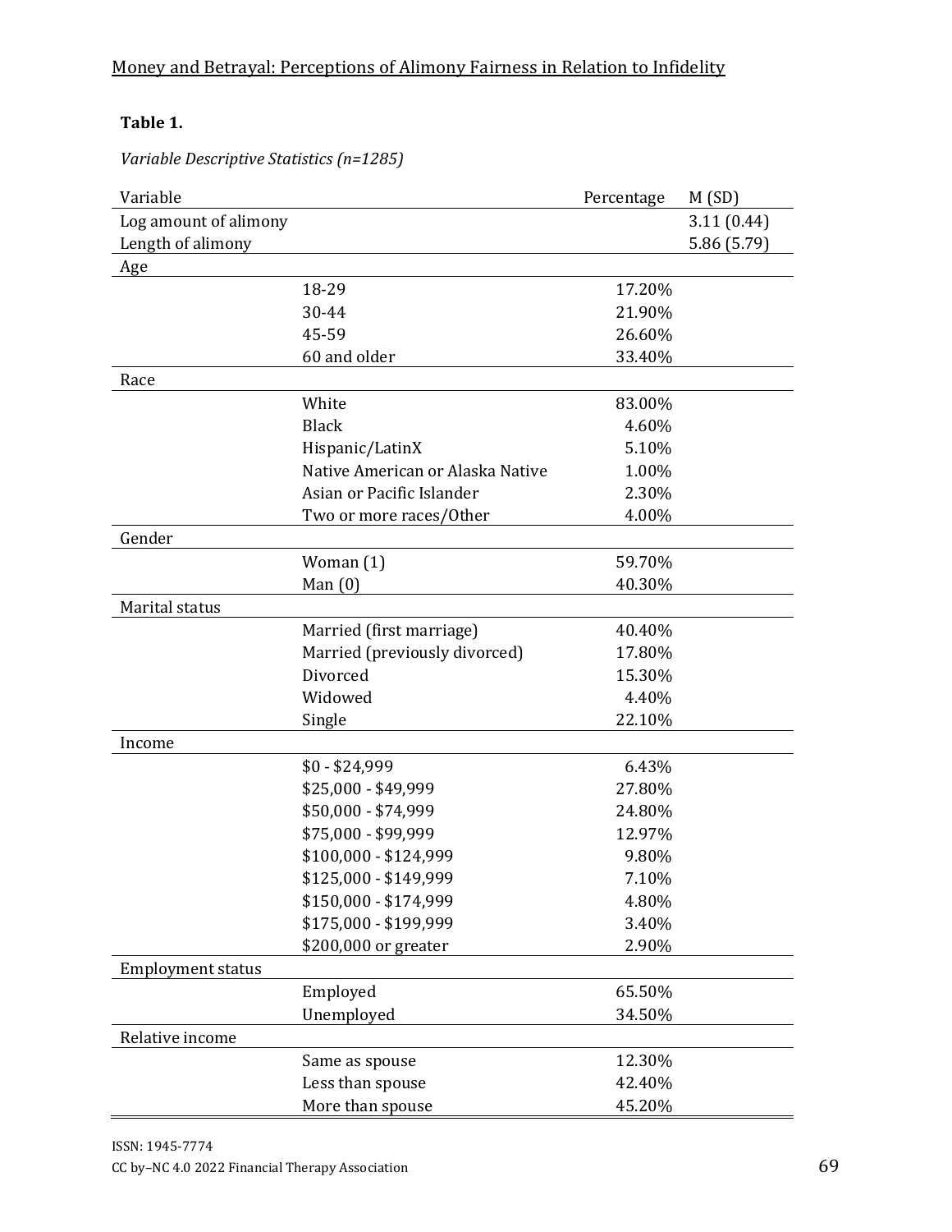**Table 1.**

*Variable Descriptive Statistics (n=1285)*

| Variable | | Percentage | M (SD) |
|---|---|---|---|
| Log amount of alimony | | | 3.11 (0.44) |
| Length of alimony | | | 5.86 (5.79) |
| Age | | | |
| | 18-29 | 17.20% | |
| | 30-44 | 21.90% | |
| | 45-59 | 26.60% | |
| | 60 and older | 33.40% | |
| Race | | | |
| | White | 83.00% | |
| | Black | 4.60% | |
| | Hispanic/LatinX | 5.10% | |
| | Native American or Alaska Native | 1.00% | |
| | Asian or Pacific Islander | 2.30% | |
| | Two or more races/Other | 4.00% | |
| Gender | | | |
| | Woman (1) | 59.70% | |
| | Man (0) | 40.30% | |
| Marital status | | | |
| | Married (first marriage) | 40.40% | |
| | Married (previously divorced) | 17.80% | |
| | Divorced | 15.30% | |
| | Widowed | 4.40% | |
| | Single | 22.10% | |
| Income | | | |
| | $0 - $24,999 | 6.43% | |
| | $25,000 - $49,999 | 27.80% | |
| | $50,000 - $74,999 | 24.80% | |
| | $75,000 - $99,999 | 12.97% | |
| | $100,000 - $124,999 | 9.80% | |
| | $125,000 - $149,999 | 7.10% | |
| | $150,000 - $174,999 | 4.80% | |
| | $175,000 - $199,999 | 3.40% | |
| | $200,000 or greater | 2.90% | |
| Employment status | | | |
| | Employed | 65.50% | |
| | Unemployed | 34.50% | |
| Relative income | | | |
| | Same as spouse | 12.30% | |
| | Less than spouse | 42.40% | |
| | More than spouse | 45.20% | |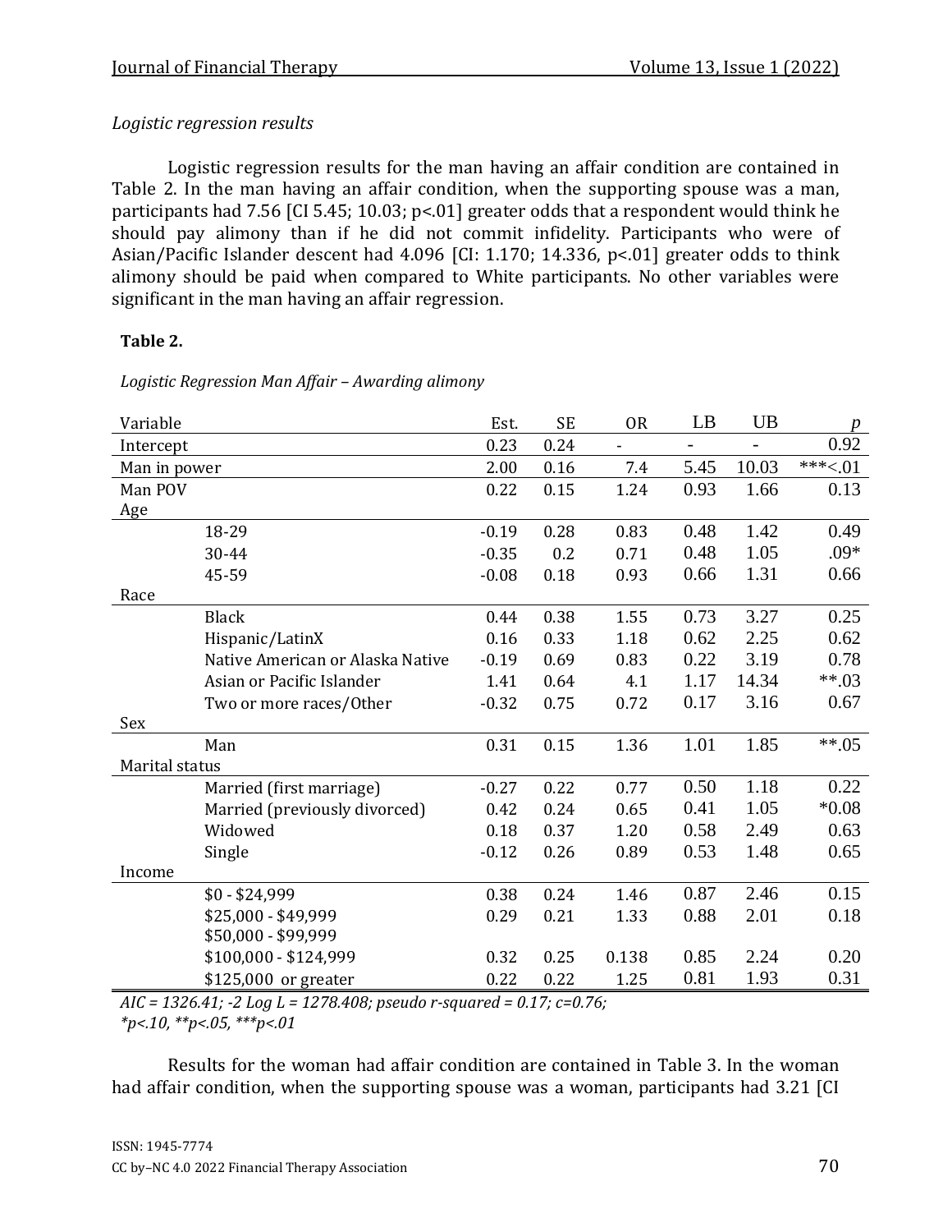*Logistic regression results*

Logistic regression results for the man having an affair condition are contained in Table 2. In the man having an affair condition, when the supporting spouse was a man, participants had 7.56 [CI 5.45; 10.03; p<.01] greater odds that a respondent would think he should pay alimony than if he did not commit infidelity. Participants who were of Asian/Pacific Islander descent had 4.096 [CI: 1.170; 14.336, p<.01] greater odds to think alimony should be paid when compared to White participants. No other variables were significant in the man having an affair regression.

**Table 2.**

*Logistic Regression Man Affair – Awarding alimony*

| Variable | | Est. | SE | OR | LB | UB | *p* |
|---|---|---|---|---|---|---|---|
| Intercept | | 0.23 | 0.24 | - | - | - | 0.92 |
| Man in power | | 2.00 | 0.16 | 7.4 | 5.45 | 10.03 | ***<.01 |
| Man POV | | 0.22 | 0.15 | 1.24 | 0.93 | 1.66 | 0.13 |
| Age | | | | | | | |
| | 18-29 | -0.19 | 0.28 | 0.83 | 0.48 | 1.42 | 0.49 |
| | 30-44 | -0.35 | 0.2 | 0.71 | 0.48 | 1.05 | .09* |
| | 45-59 | -0.08 | 0.18 | 0.93 | 0.66 | 1.31 | 0.66 |
| Race | | | | | | | |
| | Black | 0.44 | 0.38 | 1.55 | 0.73 | 3.27 | 0.25 |
| | Hispanic/LatinX | 0.16 | 0.33 | 1.18 | 0.62 | 2.25 | 0.62 |
| | Native American or Alaska Native | -0.19 | 0.69 | 0.83 | 0.22 | 3.19 | 0.78 |
| | Asian or Pacific Islander | 1.41 | 0.64 | 4.1 | 1.17 | 14.34 | **.03 |
| | Two or more races/Other | -0.32 | 0.75 | 0.72 | 0.17 | 3.16 | 0.67 |
| Sex | | | | | | | |
| | Man | 0.31 | 0.15 | 1.36 | 1.01 | 1.85 | **.05 |
| Marital status | | | | | | | |
| | Married (first marriage) | -0.27 | 0.22 | 0.77 | 0.50 | 1.18 | 0.22 |
| | Married (previously divorced) | 0.42 | 0.24 | 0.65 | 0.41 | 1.05 | *0.08 |
| | Widowed | 0.18 | 0.37 | 1.20 | 0.58 | 2.49 | 0.63 |
| | Single | -0.12 | 0.26 | 0.89 | 0.53 | 1.48 | 0.65 |
| Income | | | | | | | |
| | $0 - $24,999 | 0.38 | 0.24 | 1.46 | 0.87 | 2.46 | 0.15 |
| | $25,000 - $49,999 | 0.29 | 0.21 | 1.33 | 0.88 | 2.01 | 0.18 |
| | $50,000 - $99,999 | | | | | | |
| | $100,000 - $124,999 | 0.32 | 0.25 | 0.138 | 0.85 | 2.24 | 0.20 |
| | $125,000 or greater | 0.22 | 0.22 | 1.25 | 0.81 | 1.93 | 0.31 |

*AIC = 1326.41; -2 Log L = 1278.408; pseudo r-squared = 0.17; c=0.76;*
*\*p<.10, \*\*p<.05, \*\*\*p<.01*

Results for the woman had affair condition are contained in Table 3. In the woman had affair condition, when the supporting spouse was a woman, participants had 3.21 [CI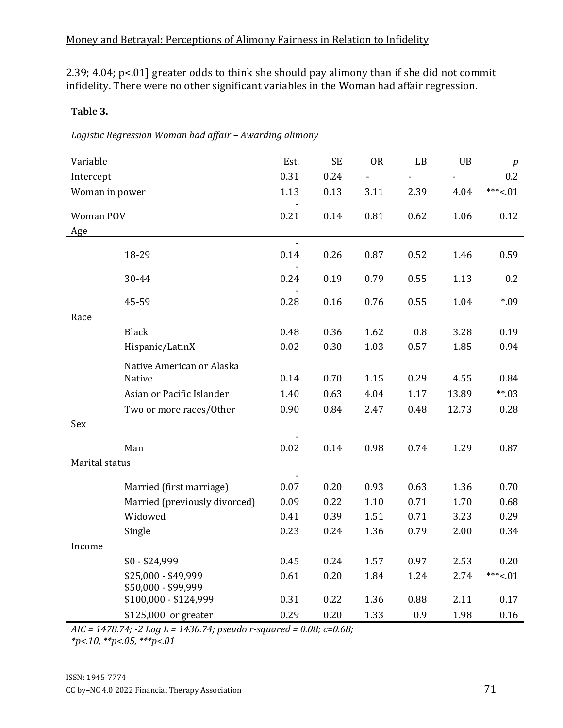2.39; 4.04; p<.01] greater odds to think she should pay alimony than if she did not commit infidelity. There were no other significant variables in the Woman had affair regression.

**Table 3.**

*Logistic Regression Woman had affair – Awarding alimony*

| Variable | | Est. | SE | OR | LB | UB | *p* |
|---|---|---|---|---|---|---|---|
| Intercept | | 0.31 | 0.24 | - | - | - | 0.2 |
| Woman in power | | 1.13 | 0.13 | 3.11 | 2.39 | 4.04 | ***<.01 |
| Woman POV | | -0.21 | 0.14 | 0.81 | 0.62 | 1.06 | 0.12 |
| Age | | | | | | | |
| | 18-29 | -0.14 | 0.26 | 0.87 | 0.52 | 1.46 | 0.59 |
| | 30-44 | -0.24 | 0.19 | 0.79 | 0.55 | 1.13 | 0.2 |
| | 45-59 | -0.28 | 0.16 | 0.76 | 0.55 | 1.04 | *.09 |
| Race | | | | | | | |
| | Black | 0.48 | 0.36 | 1.62 | 0.8 | 3.28 | 0.19 |
| | Hispanic/LatinX | 0.02 | 0.30 | 1.03 | 0.57 | 1.85 | 0.94 |
| | Native American or Alaska Native | 0.14 | 0.70 | 1.15 | 0.29 | 4.55 | 0.84 |
| | Asian or Pacific Islander | 1.40 | 0.63 | 4.04 | 1.17 | 13.89 | **.03 |
| | Two or more races/Other | 0.90 | 0.84 | 2.47 | 0.48 | 12.73 | 0.28 |
| Sex | | | | | | | |
| | Man | -0.02 | 0.14 | 0.98 | 0.74 | 1.29 | 0.87 |
| Marital status | | | | | | | |
| | Married (first marriage) | -0.07 | 0.20 | 0.93 | 0.63 | 1.36 | 0.70 |
| | Married (previously divorced) | 0.09 | 0.22 | 1.10 | 0.71 | 1.70 | 0.68 |
| | Widowed | 0.41 | 0.39 | 1.51 | 0.71 | 3.23 | 0.29 |
| | Single | 0.23 | 0.24 | 1.36 | 0.79 | 2.00 | 0.34 |
| Income | | | | | | | |
| | $0 - $24,999 | 0.45 | 0.24 | 1.57 | 0.97 | 2.53 | 0.20 |
| | $25,000 - $49,999 | 0.61 | 0.20 | 1.84 | 1.24 | 2.74 | ***<.01 |
| | $50,000 - $99,999 | | | | | | |
| | $100,000 - $124,999 | 0.31 | 0.22 | 1.36 | 0.88 | 2.11 | 0.17 |
| | $125,000 or greater | 0.29 | 0.20 | 1.33 | 0.9 | 1.98 | 0.16 |

*AIC = 1478.74; -2 Log L = 1430.74; pseudo r-squared = 0.08; c=0.68;*
*\*p<.10, \*\*p<.05, \*\*\*p<.01*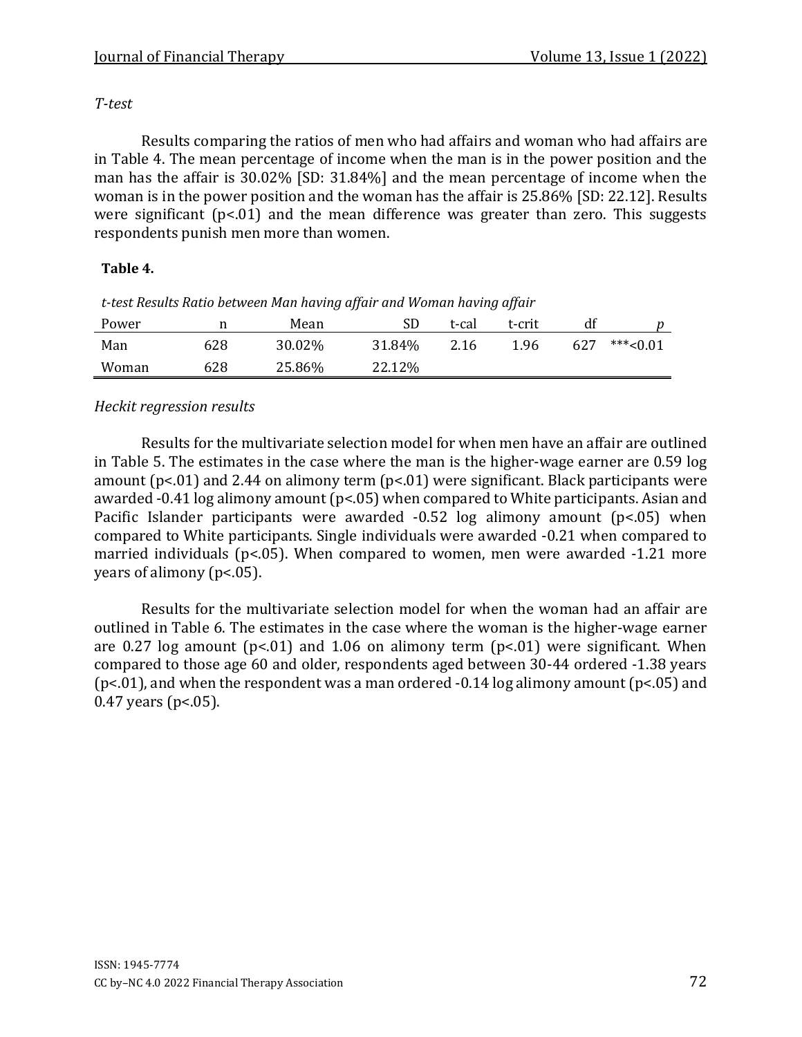*T-test*

Results comparing the ratios of men who had affairs and woman who had affairs are in Table 4. The mean percentage of income when the man is in the power position and the man has the affair is 30.02% [SD: 31.84%] and the mean percentage of income when the woman is in the power position and the woman has the affair is 25.86% [SD: 22.12]. Results were significant ($p<.01$) and the mean difference was greater than zero. This suggests respondents punish men more than women.

**Table 4.**

*t-test Results Ratio between Man having affair and Woman having affair*

| Power | n | Mean | SD | t-cal | t-crit | df | *p* |
|---|---|---|---|---|---|---|---|
| Man | 628 | 30.02% | 31.84% | 2.16 | 1.96 | 627 | ***<0.01 |
| Woman | 628 | 25.86% | 22.12% | | | | |

*Heckit regression results*

Results for the multivariate selection model for when men have an affair are outlined in Table 5. The estimates in the case where the man is the higher-wage earner are 0.59 log amount ($p<.01$) and 2.44 on alimony term ($p<.01$) were significant. Black participants were awarded -0.41 log alimony amount ($p<.05$) when compared to White participants. Asian and Pacific Islander participants were awarded -0.52 log alimony amount ($p<.05$) when compared to White participants. Single individuals were awarded -0.21 when compared to married individuals ($p<.05$). When compared to women, men were awarded -1.21 more years of alimony ($p<.05$).

Results for the multivariate selection model for when the woman had an affair are outlined in Table 6. The estimates in the case where the woman is the higher-wage earner are 0.27 log amount ($p<.01$) and 1.06 on alimony term ($p<.01$) were significant. When compared to those age 60 and older, respondents aged between 30-44 ordered -1.38 years ($p<.01$), and when the respondent was a man ordered -0.14 log alimony amount ($p<.05$) and 0.47 years ($p<.05$).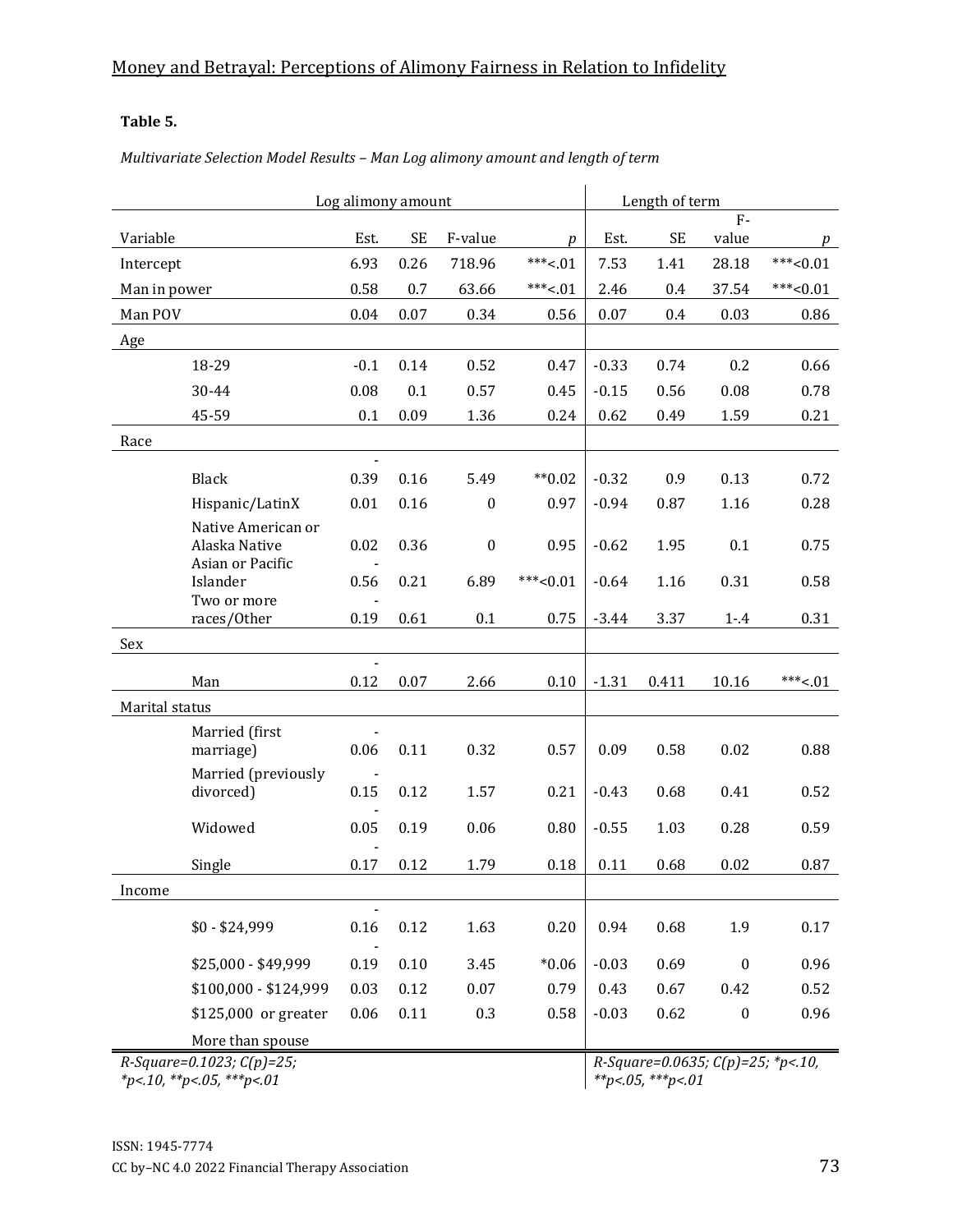**Table 5.**

*Multivariate Selection Model Results – Man Log alimony amount and length of term*

| Variable | | Log alimony amount | | | | Length of term | | | |
|---|---|---|---|---|---|---|---|---|---|
| | | Est. | SE | F-value | *p* | Est. | SE | F-value | *p* |
| Intercept | | 6.93 | 0.26 | 718.96 | ***<.01 | 7.53 | 1.41 | 28.18 | ***<0.01 |
| Man in power | | 0.58 | 0.7 | 63.66 | ***<.01 | 2.46 | 0.4 | 37.54 | ***<0.01 |
| Man POV | | 0.04 | 0.07 | 0.34 | 0.56 | 0.07 | 0.4 | 0.03 | 0.86 |
| Age | | | | | | | | | |
| | 18-29 | -0.1 | 0.14 | 0.52 | 0.47 | -0.33 | 0.74 | 0.2 | 0.66 |
| | 30-44 | 0.08 | 0.1 | 0.57 | 0.45 | -0.15 | 0.56 | 0.08 | 0.78 |
| | 45-59 | 0.1 | 0.09 | 1.36 | 0.24 | 0.62 | 0.49 | 1.59 | 0.21 |
| Race | | | | | | | | | |
| | Black | -0.39 | 0.16 | 5.49 | **0.02 | -0.32 | 0.9 | 0.13 | 0.72 |
| | Hispanic/LatinX | 0.01 | 0.16 | 0 | 0.97 | -0.94 | 0.87 | 1.16 | 0.28 |
| | Native American or Alaska Native | 0.02 | 0.36 | 0 | 0.95 | -0.62 | 1.95 | 0.1 | 0.75 |
| | Asian or Pacific Islander | -0.56 | 0.21 | 6.89 | ***<0.01 | -0.64 | 1.16 | 0.31 | 0.58 |
| | Two or more races/Other | -0.19 | 0.61 | 0.1 | 0.75 | -3.44 | 3.37 | 1-.4 | 0.31 |
| Sex | | | | | | | | | |
| | Man | -0.12 | 0.07 | 2.66 | 0.10 | -1.31 | 0.411 | 10.16 | ***<.01 |
| Marital status | | | | | | | | | |
| | Married (first marriage) | -0.06 | 0.11 | 0.32 | 0.57 | 0.09 | 0.58 | 0.02 | 0.88 |
| | Married (previously divorced) | -0.15 | 0.12 | 1.57 | 0.21 | -0.43 | 0.68 | 0.41 | 0.52 |
| | Widowed | -0.05 | 0.19 | 0.06 | 0.80 | -0.55 | 1.03 | 0.28 | 0.59 |
| | Single | -0.17 | 0.12 | 1.79 | 0.18 | 0.11 | 0.68 | 0.02 | 0.87 |
| Income | | | | | | | | | |
| | $0 - $24,999 | -0.16 | 0.12 | 1.63 | 0.20 | 0.94 | 0.68 | 1.9 | 0.17 |
| | $25,000 - $49,999 | -0.19 | 0.10 | 3.45 | *0.06 | -0.03 | 0.69 | 0 | 0.96 |
| | $100,000 - $124,999 | 0.03 | 0.12 | 0.07 | 0.79 | 0.43 | 0.67 | 0.42 | 0.52 |
| | $125,000 or greater | 0.06 | 0.11 | 0.3 | 0.58 | -0.03 | 0.62 | 0 | 0.96 |
| | More than spouse | | | | | | | | |

*R-Square=0.1023; C(p)=25; *p<.10, **p<.05, ***p<.01* (Log alimony amount)

*R-Square=0.0635; C(p)=25; *p<.10, **p<.05, ***p<.01* (Length of term)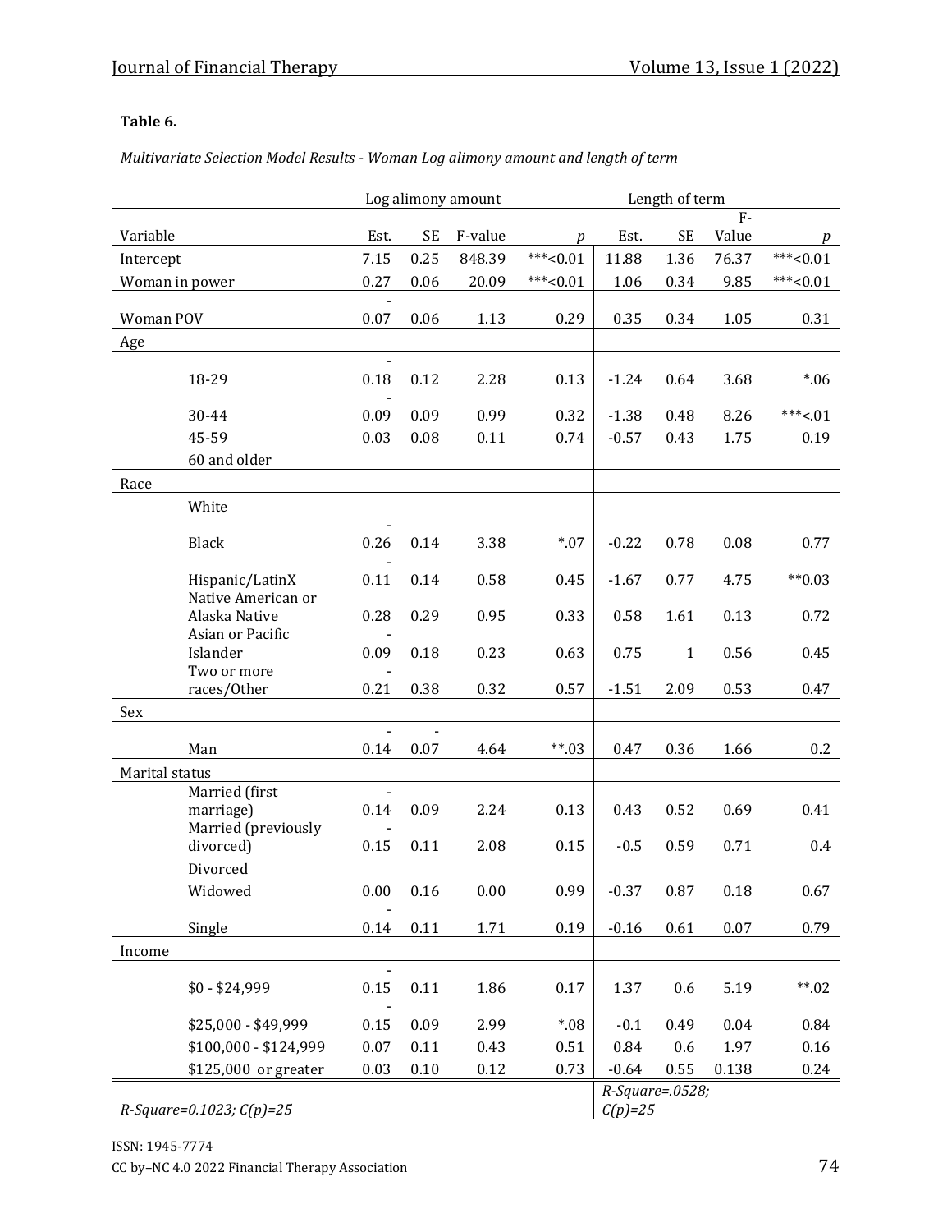**Table 6.**

*Multivariate Selection Model Results - Woman Log alimony amount and length of term*

| Variable | | Log alimony amount | | | | Length of term | | | |
|---|---|---|---|---|---|---|---|---|---|
| | | Est. | SE | F-value | *p* | Est. | SE | F-Value | *p* |
| Intercept | | 7.15 | 0.25 | 848.39 | ***<0.01 | 11.88 | 1.36 | 76.37 | ***<0.01 |
| Woman in power | | 0.27 | 0.06 | 20.09 | ***<0.01 | 1.06 | 0.34 | 9.85 | ***<0.01 |
| Woman POV | | -0.07 | 0.06 | 1.13 | 0.29 | 0.35 | 0.34 | 1.05 | 0.31 |
| Age | | | | | | | | | |
| | 18-29 | -0.18 | 0.12 | 2.28 | 0.13 | -1.24 | 0.64 | 3.68 | *.06 |
| | 30-44 | -0.09 | 0.09 | 0.99 | 0.32 | -1.38 | 0.48 | 8.26 | ***<.01 |
| | 45-59 | 0.03 | 0.08 | 0.11 | 0.74 | -0.57 | 0.43 | 1.75 | 0.19 |
| | 60 and older | | | | | | | | |
| Race | | | | | | | | | |
| | White | | | | | | | | |
| | Black | -0.26 | 0.14 | 3.38 | *.07 | -0.22 | 0.78 | 0.08 | 0.77 |
| | Hispanic/LatinX | -0.11 | 0.14 | 0.58 | 0.45 | -1.67 | 0.77 | 4.75 | **0.03 |
| | Native American or Alaska Native | 0.28 | 0.29 | 0.95 | 0.33 | 0.58 | 1.61 | 0.13 | 0.72 |
| | Asian or Pacific Islander | -0.09 | 0.18 | 0.23 | 0.63 | 0.75 | 1 | 0.56 | 0.45 |
| | Two or more races/Other | -0.21 | 0.38 | 0.32 | 0.57 | -1.51 | 2.09 | 0.53 | 0.47 |
| Sex | | | | | | | | | |
| | Man | -0.14 | -0.07 | 4.64 | **.03 | 0.47 | 0.36 | 1.66 | 0.2 |
| Marital status | | | | | | | | | |
| | Married (first marriage) | -0.14 | 0.09 | 2.24 | 0.13 | 0.43 | 0.52 | 0.69 | 0.41 |
| | Married (previously divorced) | -0.15 | 0.11 | 2.08 | 0.15 | -0.5 | 0.59 | 0.71 | 0.4 |
| | Divorced | | | | | | | | |
| | Widowed | 0.00 | 0.16 | 0.00 | 0.99 | -0.37 | 0.87 | 0.18 | 0.67 |
| | Single | -0.14 | 0.11 | 1.71 | 0.19 | -0.16 | 0.61 | 0.07 | 0.79 |
| Income | | | | | | | | | |
| | $0 - $24,999 | -0.15 | 0.11 | 1.86 | 0.17 | 1.37 | 0.6 | 5.19 | **.02 |
| | $25,000 - $49,999 | -0.15 | 0.09 | 2.99 | *.08 | -0.1 | 0.49 | 0.04 | 0.84 |
| | $100,000 - $124,999 | 0.07 | 0.11 | 0.43 | 0.51 | 0.84 | 0.6 | 1.97 | 0.16 |
| | $125,000 or greater | 0.03 | 0.10 | 0.12 | 0.73 | -0.64 | 0.55 | 0.138 | 0.24 |
| *R-Square=0.1023; C(p)=25* | | | | | | *R-Square=.0528; C(p)=25* | | | |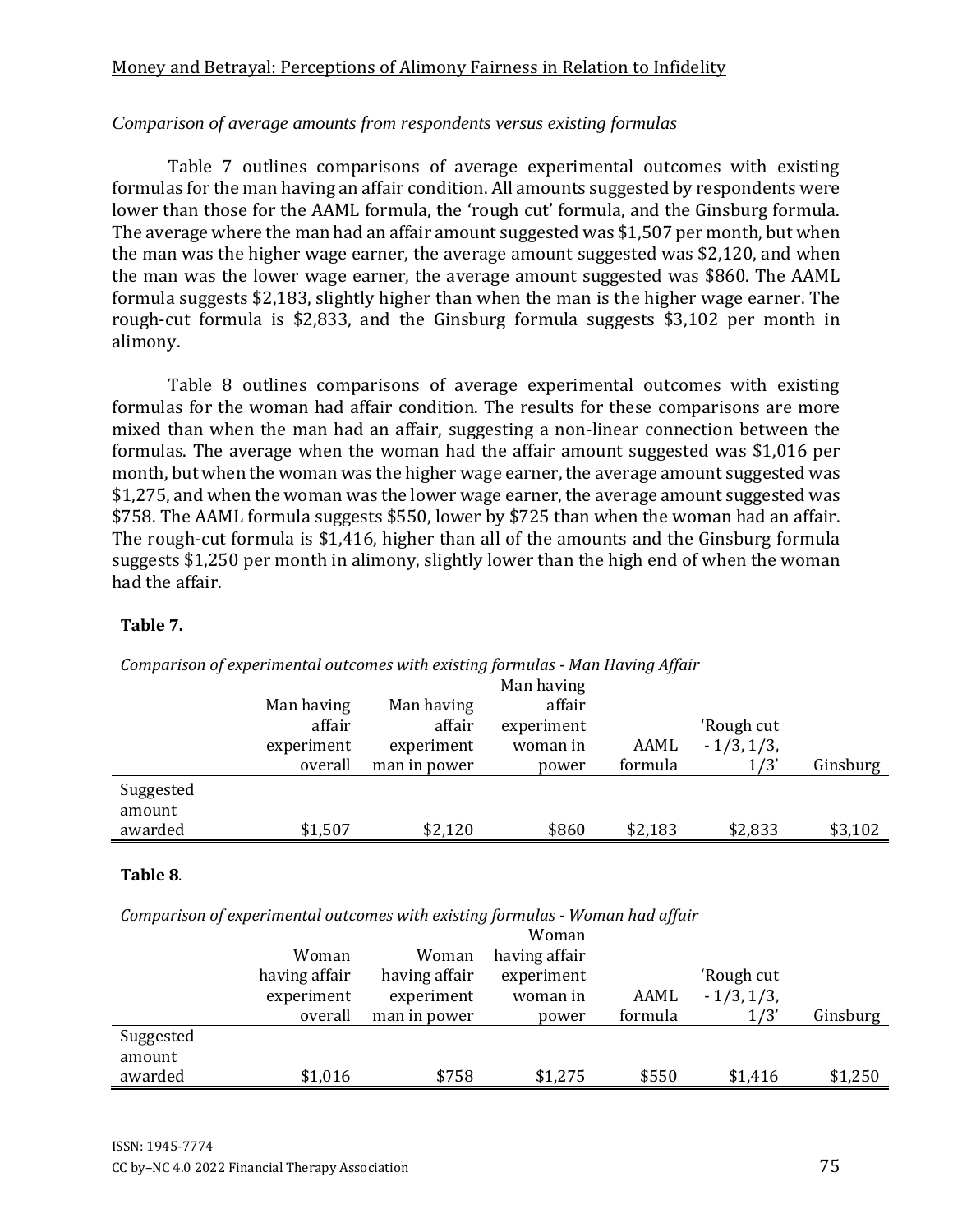*Comparison of average amounts from respondents versus existing formulas*

Table 7 outlines comparisons of average experimental outcomes with existing formulas for the man having an affair condition. All amounts suggested by respondents were lower than those for the AAML formula, the 'rough cut' formula, and the Ginsburg formula. The average where the man had an affair amount suggested was $1,507 per month, but when the man was the higher wage earner, the average amount suggested was $2,120, and when the man was the lower wage earner, the average amount suggested was $860. The AAML formula suggests $2,183, slightly higher than when the man is the higher wage earner. The rough-cut formula is $2,833, and the Ginsburg formula suggests $3,102 per month in alimony.

Table 8 outlines comparisons of average experimental outcomes with existing formulas for the woman had affair condition. The results for these comparisons are more mixed than when the man had an affair, suggesting a non-linear connection between the formulas. The average when the woman had the affair amount suggested was $1,016 per month, but when the woman was the higher wage earner, the average amount suggested was $1,275, and when the woman was the lower wage earner, the average amount suggested was $758. The AAML formula suggests $550, lower by $725 than when the woman had an affair. The rough-cut formula is $1,416, higher than all of the amounts and the Ginsburg formula suggests $1,250 per month in alimony, slightly lower than the high end of when the woman had the affair.

**Table 7.**

*Comparison of experimental outcomes with existing formulas - Man Having Affair*

| | Man having affair experiment overall | Man having affair experiment man in power | Man having affair experiment woman in power | AAML formula | 'Rough cut - 1/3, 1/3, 1/3' | Ginsburg |
|---|---|---|---|---|---|---|
| Suggested amount awarded | $1,507 | $2,120 | $860 | $2,183 | $2,833 | $3,102 |

**Table 8**.

*Comparison of experimental outcomes with existing formulas - Woman had affair*

| | Woman having affair experiment overall | Woman having affair experiment man in power | Woman having affair experiment woman in power | AAML formula | 'Rough cut - 1/3, 1/3, 1/3' | Ginsburg |
|---|---|---|---|---|---|---|
| Suggested amount awarded | $1,016 | $758 | $1,275 | $550 | $1,416 | $1,250 |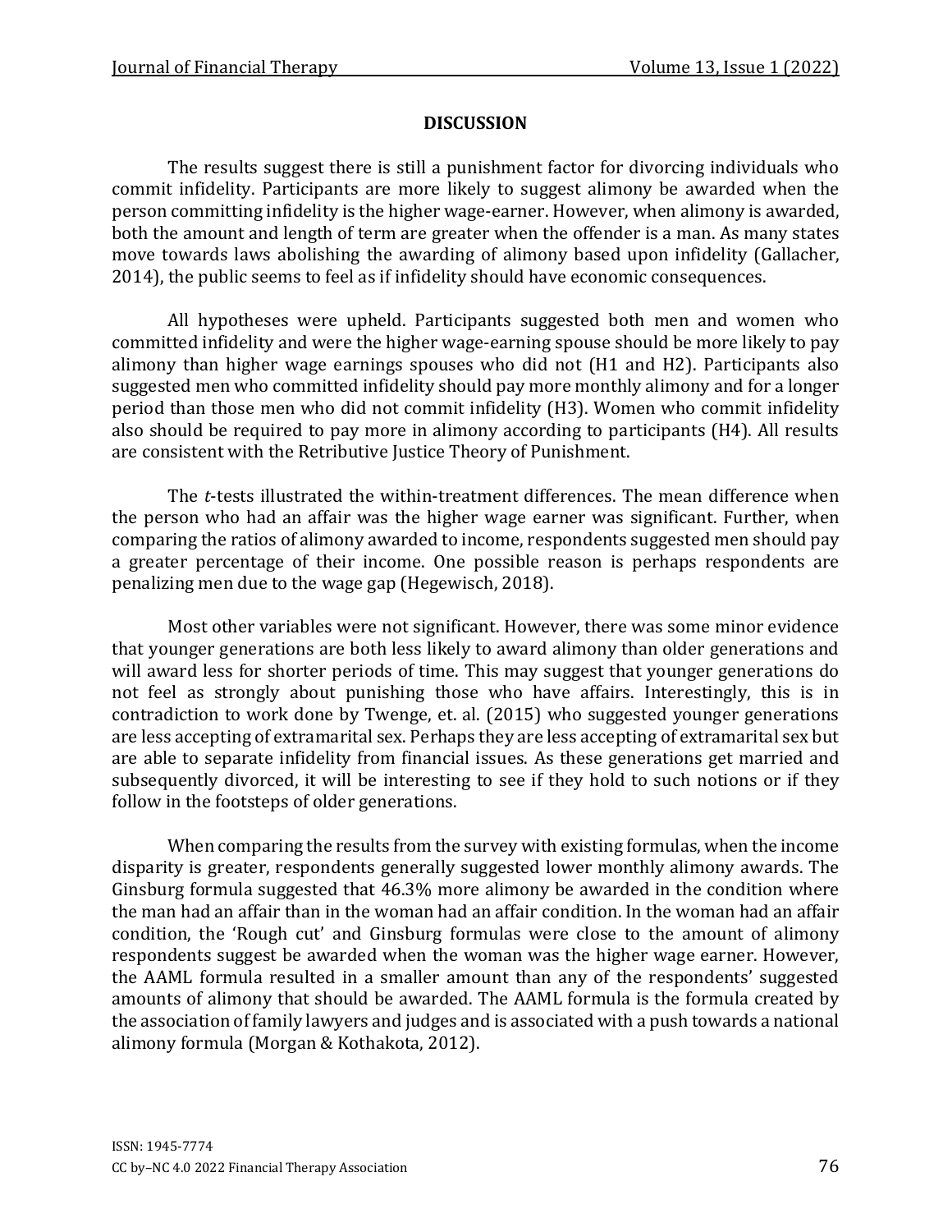## DISCUSSION

The results suggest there is still a punishment factor for divorcing individuals who commit infidelity. Participants are more likely to suggest alimony be awarded when the person committing infidelity is the higher wage-earner. However, when alimony is awarded, both the amount and length of term are greater when the offender is a man. As many states move towards laws abolishing the awarding of alimony based upon infidelity (Gallacher, 2014), the public seems to feel as if infidelity should have economic consequences.

All hypotheses were upheld. Participants suggested both men and women who committed infidelity and were the higher wage-earning spouse should be more likely to pay alimony than higher wage earnings spouses who did not (H1 and H2). Participants also suggested men who committed infidelity should pay more monthly alimony and for a longer period than those men who did not commit infidelity (H3). Women who commit infidelity also should be required to pay more in alimony according to participants (H4). All results are consistent with the Retributive Justice Theory of Punishment.

The *t*-tests illustrated the within-treatment differences. The mean difference when the person who had an affair was the higher wage earner was significant. Further, when comparing the ratios of alimony awarded to income, respondents suggested men should pay a greater percentage of their income. One possible reason is perhaps respondents are penalizing men due to the wage gap (Hegewisch, 2018).

Most other variables were not significant. However, there was some minor evidence that younger generations are both less likely to award alimony than older generations and will award less for shorter periods of time. This may suggest that younger generations do not feel as strongly about punishing those who have affairs. Interestingly, this is in contradiction to work done by Twenge, et. al. (2015) who suggested younger generations are less accepting of extramarital sex. Perhaps they are less accepting of extramarital sex but are able to separate infidelity from financial issues. As these generations get married and subsequently divorced, it will be interesting to see if they hold to such notions or if they follow in the footsteps of older generations.

When comparing the results from the survey with existing formulas, when the income disparity is greater, respondents generally suggested lower monthly alimony awards. The Ginsburg formula suggested that 46.3% more alimony be awarded in the condition where the man had an affair than in the woman had an affair condition. In the woman had an affair condition, the 'Rough cut' and Ginsburg formulas were close to the amount of alimony respondents suggest be awarded when the woman was the higher wage earner. However, the AAML formula resulted in a smaller amount than any of the respondents' suggested amounts of alimony that should be awarded. The AAML formula is the formula created by the association of family lawyers and judges and is associated with a push towards a national alimony formula (Morgan & Kothakota, 2012).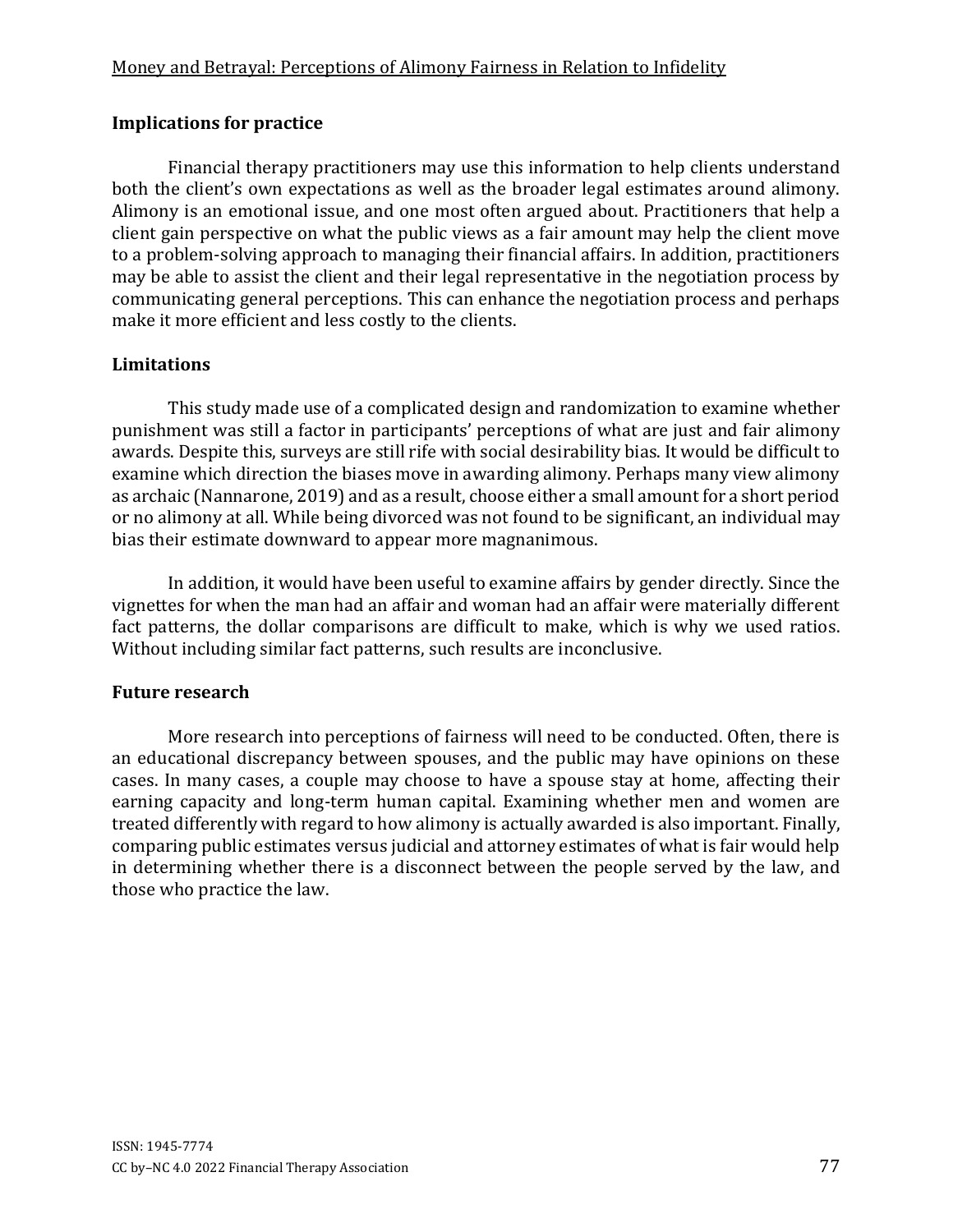### Implications for practice

Financial therapy practitioners may use this information to help clients understand both the client's own expectations as well as the broader legal estimates around alimony. Alimony is an emotional issue, and one most often argued about. Practitioners that help a client gain perspective on what the public views as a fair amount may help the client move to a problem-solving approach to managing their financial affairs. In addition, practitioners may be able to assist the client and their legal representative in the negotiation process by communicating general perceptions. This can enhance the negotiation process and perhaps make it more efficient and less costly to the clients.

### Limitations

This study made use of a complicated design and randomization to examine whether punishment was still a factor in participants' perceptions of what are just and fair alimony awards. Despite this, surveys are still rife with social desirability bias. It would be difficult to examine which direction the biases move in awarding alimony. Perhaps many view alimony as archaic (Nannarone, 2019) and as a result, choose either a small amount for a short period or no alimony at all. While being divorced was not found to be significant, an individual may bias their estimate downward to appear more magnanimous.

In addition, it would have been useful to examine affairs by gender directly. Since the vignettes for when the man had an affair and woman had an affair were materially different fact patterns, the dollar comparisons are difficult to make, which is why we used ratios. Without including similar fact patterns, such results are inconclusive.

### Future research

More research into perceptions of fairness will need to be conducted. Often, there is an educational discrepancy between spouses, and the public may have opinions on these cases. In many cases, a couple may choose to have a spouse stay at home, affecting their earning capacity and long-term human capital. Examining whether men and women are treated differently with regard to how alimony is actually awarded is also important. Finally, comparing public estimates versus judicial and attorney estimates of what is fair would help in determining whether there is a disconnect between the people served by the law, and those who practice the law.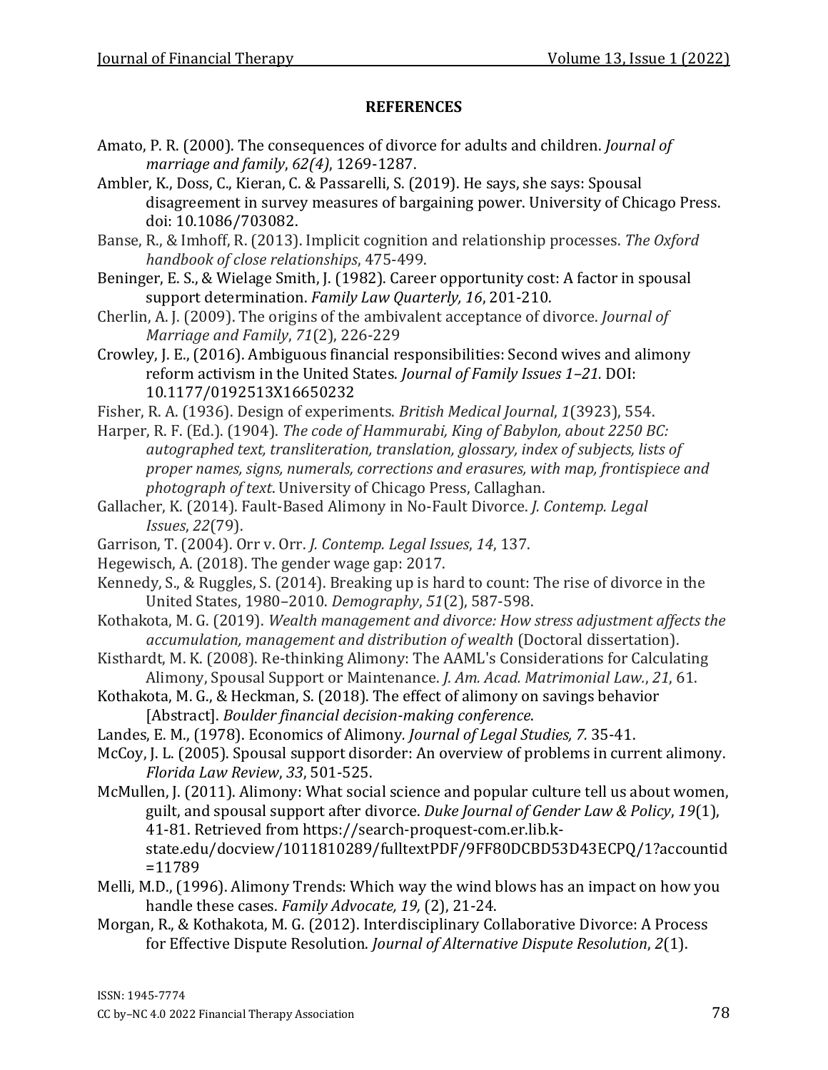## REFERENCES

Amato, P. R. (2000). The consequences of divorce for adults and children. *Journal of marriage and family*, *62(4)*, 1269-1287.

Ambler, K., Doss, C., Kieran, C. & Passarelli, S. (2019). He says, she says: Spousal disagreement in survey measures of bargaining power. University of Chicago Press. doi: 10.1086/703082.

Banse, R., & Imhoff, R. (2013). Implicit cognition and relationship processes. *The Oxford handbook of close relationships*, 475-499.

Beninger, E. S., & Wielage Smith, J. (1982). Career opportunity cost: A factor in spousal support determination. *Family Law Quarterly, 16*, 201-210.

Cherlin, A. J. (2009). The origins of the ambivalent acceptance of divorce. *Journal of Marriage and Family*, *71*(2), 226-229

Crowley, J. E., (2016). Ambiguous financial responsibilities: Second wives and alimony reform activism in the United States. *Journal of Family Issues 1–21.* DOI: 10.1177/0192513X16650232

Fisher, R. A. (1936). Design of experiments. *British Medical Journal*, *1*(3923), 554.

Harper, R. F. (Ed.). (1904). *The code of Hammurabi, King of Babylon, about 2250 BC: autographed text, transliteration, translation, glossary, index of subjects, lists of proper names, signs, numerals, corrections and erasures, with map, frontispiece and photograph of text*. University of Chicago Press, Callaghan.

Gallacher, K. (2014). Fault-Based Alimony in No-Fault Divorce. *J. Contemp. Legal Issues*, *22*(79).

Garrison, T. (2004). Orr v. Orr. *J. Contemp. Legal Issues*, *14*, 137.

Hegewisch, A. (2018). The gender wage gap: 2017.

Kennedy, S., & Ruggles, S. (2014). Breaking up is hard to count: The rise of divorce in the United States, 1980–2010. *Demography*, *51*(2), 587-598.

Kothakota, M. G. (2019). *Wealth management and divorce: How stress adjustment affects the accumulation, management and distribution of wealth* (Doctoral dissertation).

Kisthardt, M. K. (2008). Re-thinking Alimony: The AAML's Considerations for Calculating Alimony, Spousal Support or Maintenance. *J. Am. Acad. Matrimonial Law.*, *21*, 61.

Kothakota, M. G., & Heckman, S. (2018). The effect of alimony on savings behavior [Abstract]. *Boulder financial decision-making conference*.

Landes, E. M., (1978). Economics of Alimony*. Journal of Legal Studies, 7.* 35-41.

McCoy, J. L. (2005). Spousal support disorder: An overview of problems in current alimony. *Florida Law Review*, *33*, 501-525.

McMullen, J. (2011). Alimony: What social science and popular culture tell us about women, guilt, and spousal support after divorce. *Duke Journal of Gender Law & Policy*, *19*(1), 41-81. Retrieved from https://search-proquest-com.er.lib.k-state.edu/docview/1011810289/fulltextPDF/9FF80DCBD53D43ECPQ/1?accountid=11789

Melli, M.D., (1996). Alimony Trends: Which way the wind blows has an impact on how you handle these cases. *Family Advocate, 19,* (2), 21-24.

Morgan, R., & Kothakota, M. G. (2012). Interdisciplinary Collaborative Divorce: A Process for Effective Dispute Resolution. *Journal of Alternative Dispute Resolution*, *2*(1).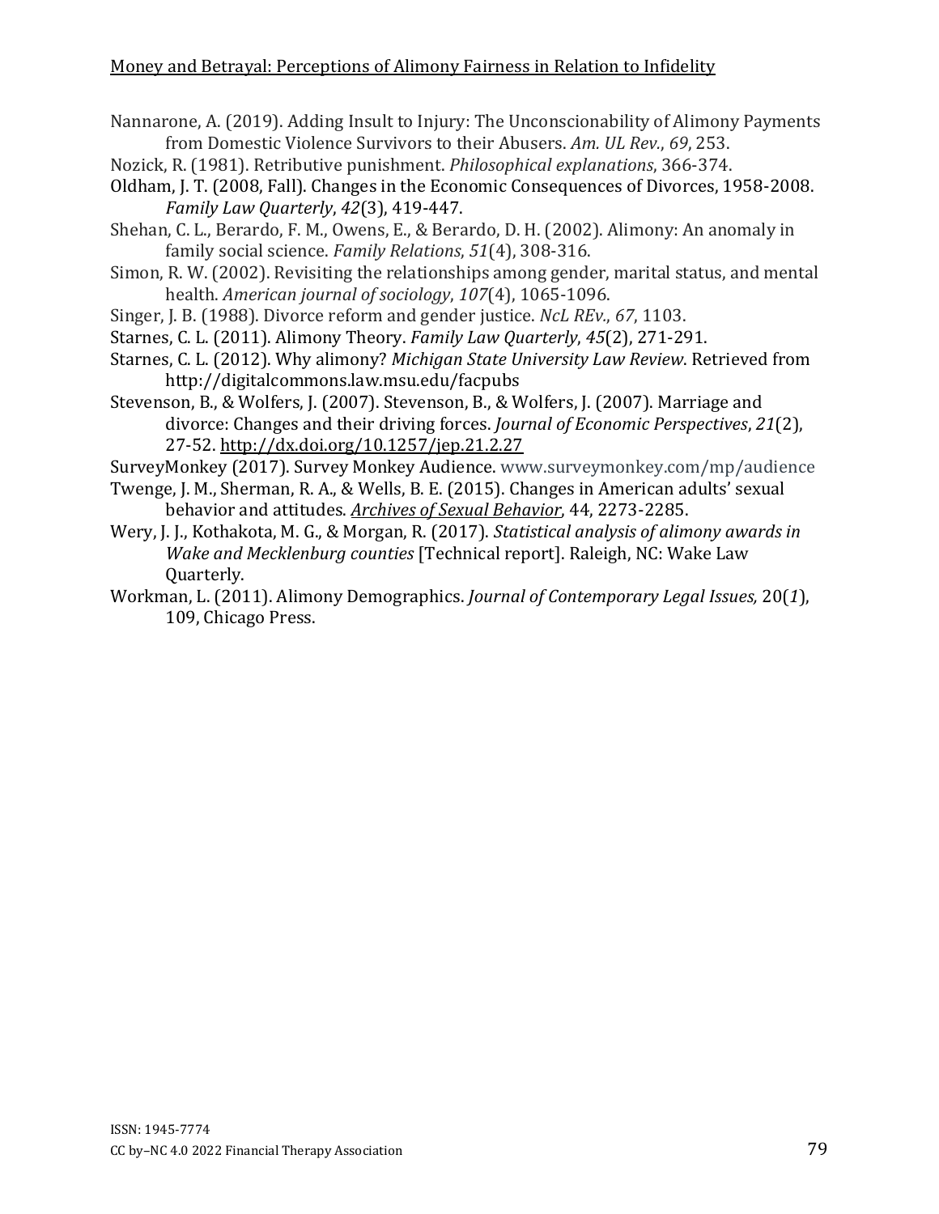Nannarone, A. (2019). Adding Insult to Injury: The Unconscionability of Alimony Payments from Domestic Violence Survivors to their Abusers. *Am. UL Rev.*, *69*, 253.

Nozick, R. (1981). Retributive punishment. *Philosophical explanations*, 366-374.

Oldham, J. T. (2008, Fall). Changes in the Economic Consequences of Divorces, 1958-2008. *Family Law Quarterly*, *42*(3), 419-447.

Shehan, C. L., Berardo, F. M., Owens, E., & Berardo, D. H. (2002). Alimony: An anomaly in family social science. *Family Relations*, *51*(4), 308-316.

Simon, R. W. (2002). Revisiting the relationships among gender, marital status, and mental health. *American journal of sociology*, *107*(4), 1065-1096.

Singer, J. B. (1988). Divorce reform and gender justice. *NcL REv.*, *67*, 1103.

Starnes, C. L. (2011). Alimony Theory. *Family Law Quarterly*, *45*(2), 271-291.

Starnes, C. L. (2012). Why alimony? *Michigan State University Law Review*. Retrieved from http://digitalcommons.law.msu.edu/facpubs

Stevenson, B., & Wolfers, J. (2007). Stevenson, B., & Wolfers, J. (2007). Marriage and divorce: Changes and their driving forces. *Journal of Economic Perspectives*, *21*(2), 27-52. http://dx.doi.org/10.1257/jep.21.2.27

SurveyMonkey (2017). Survey Monkey Audience. www.surveymonkey.com/mp/audience

Twenge, J. M., Sherman, R. A., & Wells, B. E. (2015). Changes in American adults' sexual behavior and attitudes. *Archives of Sexual Behavior*, 44, 2273-2285.

Wery, J. J., Kothakota, M. G., & Morgan, R. (2017). *Statistical analysis of alimony awards in Wake and Mecklenburg counties* [Technical report]. Raleigh, NC: Wake Law Quarterly.

Workman, L. (2011). Alimony Demographics. *Journal of Contemporary Legal Issues,* 20(*1*), 109, Chicago Press.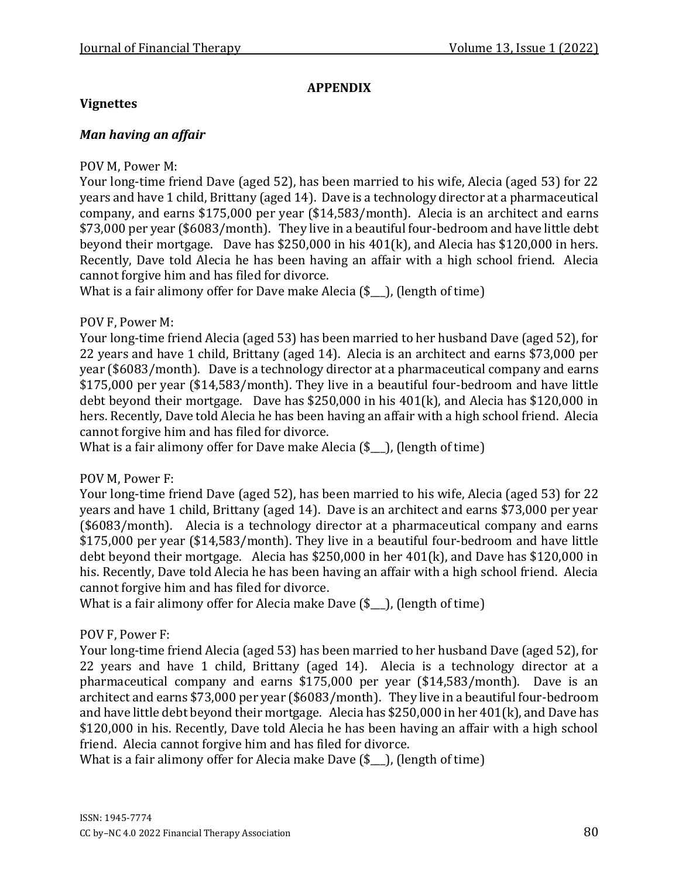## APPENDIX

### Vignettes

#### *Man having an affair*

POV M, Power M:
Your long-time friend Dave (aged 52), has been married to his wife, Alecia (aged 53) for 22 years and have 1 child, Brittany (aged 14). Dave is a technology director at a pharmaceutical company, and earns $175,000 per year ($14,583/month). Alecia is an architect and earns $73,000 per year ($6083/month). They live in a beautiful four-bedroom and have little debt beyond their mortgage. Dave has $250,000 in his 401(k), and Alecia has $120,000 in hers. Recently, Dave told Alecia he has been having an affair with a high school friend. Alecia cannot forgive him and has filed for divorce.
What is a fair alimony offer for Dave make Alecia ($___), (length of time)

POV F, Power M:
Your long-time friend Alecia (aged 53) has been married to her husband Dave (aged 52), for 22 years and have 1 child, Brittany (aged 14). Alecia is an architect and earns $73,000 per year ($6083/month). Dave is a technology director at a pharmaceutical company and earns $175,000 per year ($14,583/month). They live in a beautiful four-bedroom and have little debt beyond their mortgage. Dave has $250,000 in his 401(k), and Alecia has $120,000 in hers. Recently, Dave told Alecia he has been having an affair with a high school friend. Alecia cannot forgive him and has filed for divorce.
What is a fair alimony offer for Dave make Alecia ($___), (length of time)

POV M, Power F:
Your long-time friend Dave (aged 52), has been married to his wife, Alecia (aged 53) for 22 years and have 1 child, Brittany (aged 14). Dave is an architect and earns $73,000 per year ($6083/month). Alecia is a technology director at a pharmaceutical company and earns $175,000 per year ($14,583/month). They live in a beautiful four-bedroom and have little debt beyond their mortgage. Alecia has $250,000 in her 401(k), and Dave has $120,000 in his. Recently, Dave told Alecia he has been having an affair with a high school friend. Alecia cannot forgive him and has filed for divorce.
What is a fair alimony offer for Alecia make Dave ($___), (length of time)

POV F, Power F:
Your long-time friend Alecia (aged 53) has been married to her husband Dave (aged 52), for 22 years and have 1 child, Brittany (aged 14). Alecia is a technology director at a pharmaceutical company and earns $175,000 per year ($14,583/month). Dave is an architect and earns $73,000 per year ($6083/month). They live in a beautiful four-bedroom and have little debt beyond their mortgage. Alecia has $250,000 in her 401(k), and Dave has $120,000 in his. Recently, Dave told Alecia he has been having an affair with a high school friend. Alecia cannot forgive him and has filed for divorce.
What is a fair alimony offer for Alecia make Dave ($___), (length of time)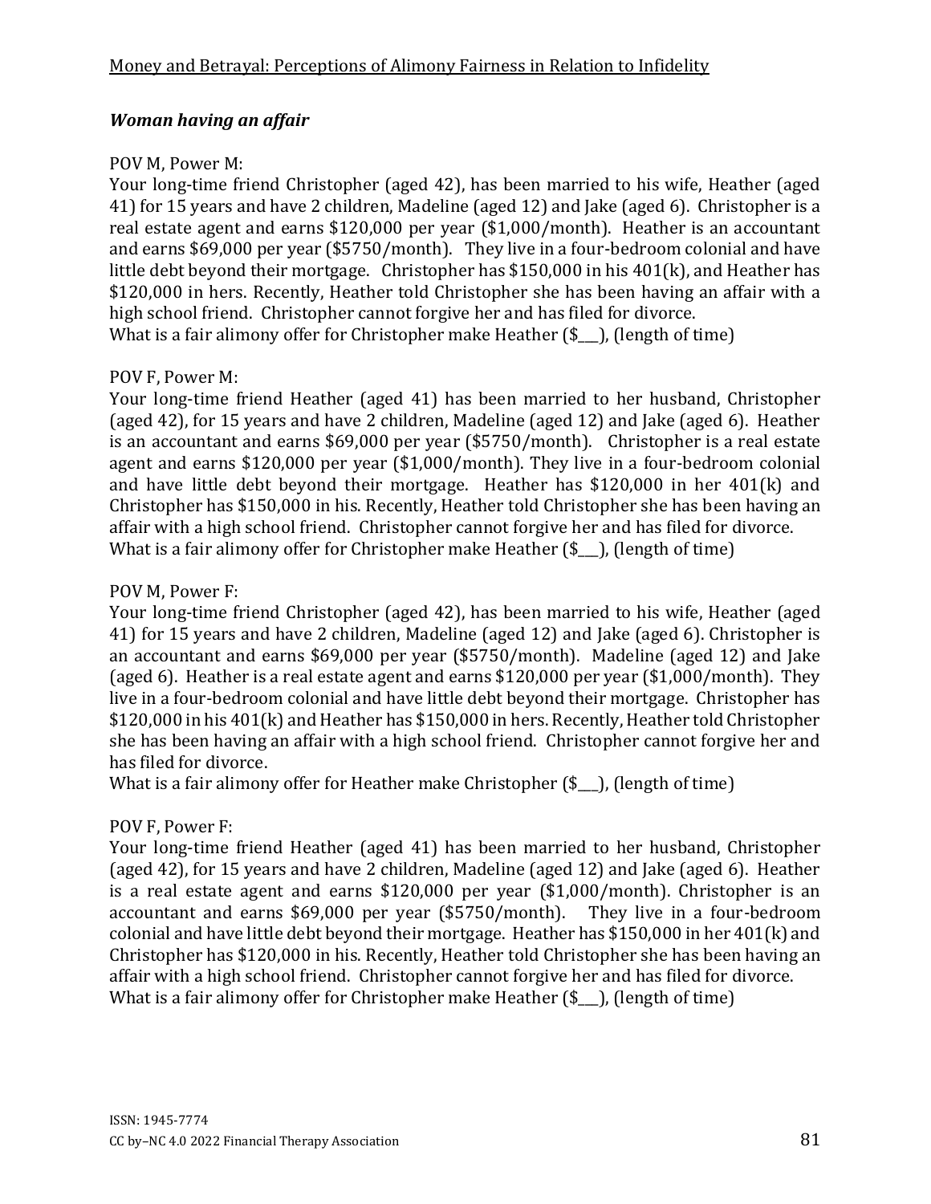### *Woman having an affair*

POV M, Power M:

Your long-time friend Christopher (aged 42), has been married to his wife, Heather (aged 41) for 15 years and have 2 children, Madeline (aged 12) and Jake (aged 6). Christopher is a real estate agent and earns $120,000 per year ($1,000/month). Heather is an accountant and earns $69,000 per year ($5750/month). They live in a four-bedroom colonial and have little debt beyond their mortgage. Christopher has $150,000 in his 401(k), and Heather has $120,000 in hers. Recently, Heather told Christopher she has been having an affair with a high school friend. Christopher cannot forgive her and has filed for divorce.

What is a fair alimony offer for Christopher make Heather ($___), (length of time)

POV F, Power M:

Your long-time friend Heather (aged 41) has been married to her husband, Christopher (aged 42), for 15 years and have 2 children, Madeline (aged 12) and Jake (aged 6). Heather is an accountant and earns $69,000 per year ($5750/month). Christopher is a real estate agent and earns $120,000 per year ($1,000/month). They live in a four-bedroom colonial and have little debt beyond their mortgage. Heather has $120,000 in her 401(k) and Christopher has $150,000 in his. Recently, Heather told Christopher she has been having an affair with a high school friend. Christopher cannot forgive her and has filed for divorce.

What is a fair alimony offer for Christopher make Heather ($___), (length of time)

POV M, Power F:

Your long-time friend Christopher (aged 42), has been married to his wife, Heather (aged 41) for 15 years and have 2 children, Madeline (aged 12) and Jake (aged 6). Christopher is an accountant and earns $69,000 per year ($5750/month). Madeline (aged 12) and Jake (aged 6). Heather is a real estate agent and earns $120,000 per year ($1,000/month). They live in a four-bedroom colonial and have little debt beyond their mortgage. Christopher has $120,000 in his 401(k) and Heather has $150,000 in hers. Recently, Heather told Christopher she has been having an affair with a high school friend. Christopher cannot forgive her and has filed for divorce.

What is a fair alimony offer for Heather make Christopher ($___), (length of time)

POV F, Power F:

Your long-time friend Heather (aged 41) has been married to her husband, Christopher (aged 42), for 15 years and have 2 children, Madeline (aged 12) and Jake (aged 6). Heather is a real estate agent and earns $120,000 per year ($1,000/month). Christopher is an accountant and earns $69,000 per year ($5750/month). They live in a four-bedroom colonial and have little debt beyond their mortgage. Heather has $150,000 in her 401(k) and Christopher has $120,000 in his. Recently, Heather told Christopher she has been having an affair with a high school friend. Christopher cannot forgive her and has filed for divorce.

What is a fair alimony offer for Christopher make Heather ($___), (length of time)